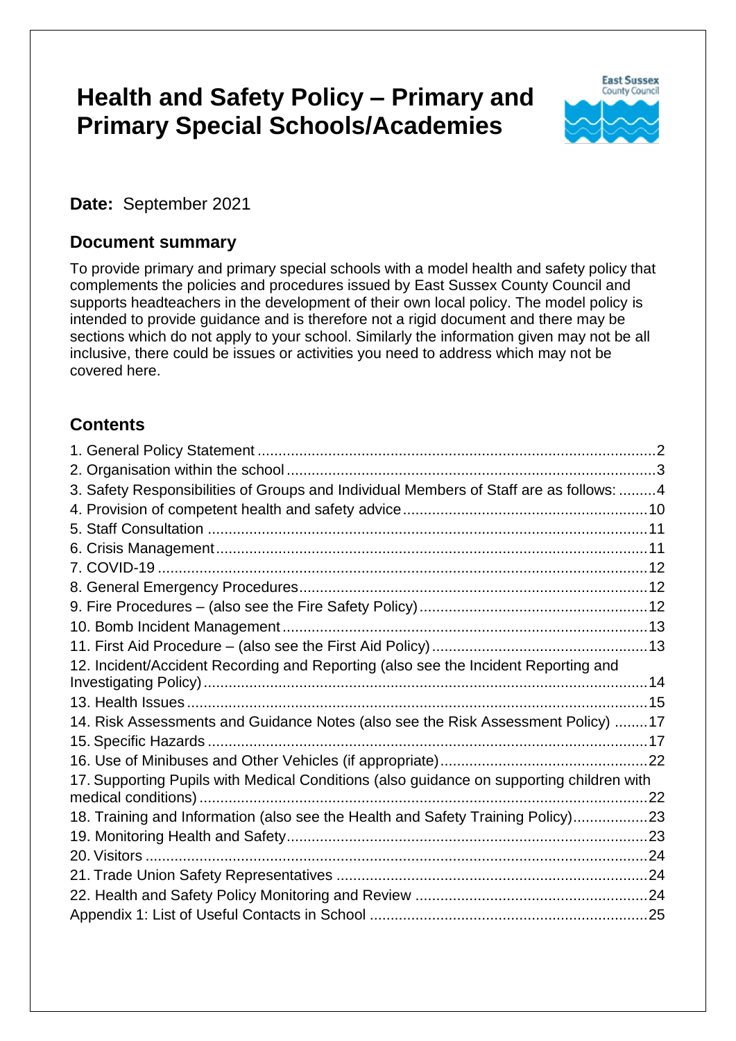# Health and Safety Policy – Primary and Primary Special Schools/Academies

East Sussex County Council

**Date:** September 2021

## Document summary

To provide primary and primary special schools with a model health and safety policy that complements the policies and procedures issued by East Sussex County Council and supports headteachers in the development of their own local policy. The model policy is intended to provide guidance and is therefore not a rigid document and there may be sections which do not apply to your school. Similarly the information given may not be all inclusive, there could be issues or activities you need to address which may not be covered here.

## Contents

1. General Policy Statement .......... 2
2. Organisation within the school .......... 3
3. Safety Responsibilities of Groups and Individual Members of Staff are as follows: .......... 4
4. Provision of competent health and safety advice .......... 10
5. Staff Consultation .......... 11
6. Crisis Management .......... 11
7. COVID-19 .......... 12
8. General Emergency Procedures .......... 12
9. Fire Procedures – (also see the Fire Safety Policy) .......... 12
10. Bomb Incident Management .......... 13
11. First Aid Procedure – (also see the First Aid Policy) .......... 13
12. Incident/Accident Recording and Reporting (also see the Incident Reporting and Investigating Policy) .......... 14
13. Health Issues .......... 15
14. Risk Assessments and Guidance Notes (also see the Risk Assessment Policy) .......... 17
15. Specific Hazards .......... 17
16. Use of Minibuses and Other Vehicles (if appropriate) .......... 22
17. Supporting Pupils with Medical Conditions (also guidance on supporting children with medical conditions) .......... 22
18. Training and Information (also see the Health and Safety Training Policy) .......... 23
19. Monitoring Health and Safety .......... 23
20. Visitors .......... 24
21. Trade Union Safety Representatives .......... 24
22. Health and Safety Policy Monitoring and Review .......... 24

Appendix 1: List of Useful Contacts in School .......... 25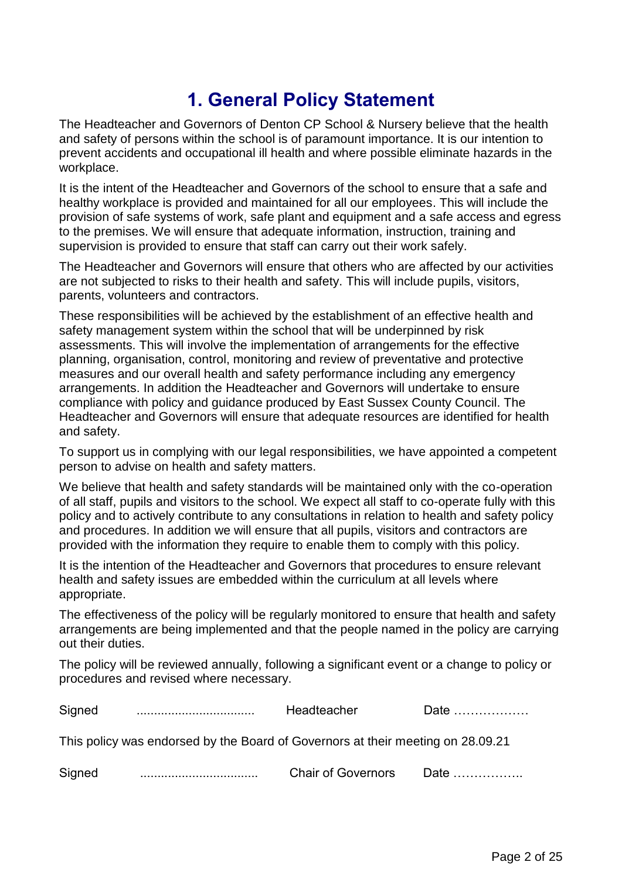# 1. General Policy Statement

The Headteacher and Governors of Denton CP School & Nursery believe that the health and safety of persons within the school is of paramount importance. It is our intention to prevent accidents and occupational ill health and where possible eliminate hazards in the workplace.

It is the intent of the Headteacher and Governors of the school to ensure that a safe and healthy workplace is provided and maintained for all our employees. This will include the provision of safe systems of work, safe plant and equipment and a safe access and egress to the premises. We will ensure that adequate information, instruction, training and supervision is provided to ensure that staff can carry out their work safely.

The Headteacher and Governors will ensure that others who are affected by our activities are not subjected to risks to their health and safety. This will include pupils, visitors, parents, volunteers and contractors.

These responsibilities will be achieved by the establishment of an effective health and safety management system within the school that will be underpinned by risk assessments. This will involve the implementation of arrangements for the effective planning, organisation, control, monitoring and review of preventative and protective measures and our overall health and safety performance including any emergency arrangements. In addition the Headteacher and Governors will undertake to ensure compliance with policy and guidance produced by East Sussex County Council. The Headteacher and Governors will ensure that adequate resources are identified for health and safety.

To support us in complying with our legal responsibilities, we have appointed a competent person to advise on health and safety matters.

We believe that health and safety standards will be maintained only with the co-operation of all staff, pupils and visitors to the school. We expect all staff to co-operate fully with this policy and to actively contribute to any consultations in relation to health and safety policy and procedures. In addition we will ensure that all pupils, visitors and contractors are provided with the information they require to enable them to comply with this policy.

It is the intention of the Headteacher and Governors that procedures to ensure relevant health and safety issues are embedded within the curriculum at all levels where appropriate.

The effectiveness of the policy will be regularly monitored to ensure that health and safety arrangements are being implemented and that the people named in the policy are carrying out their duties.

The policy will be reviewed annually, following a significant event or a change to policy or procedures and revised where necessary.

Signed .................................. Headteacher Date ………………

This policy was endorsed by the Board of Governors at their meeting on 28.09.21

Signed .................................. Chair of Governors Date ……………..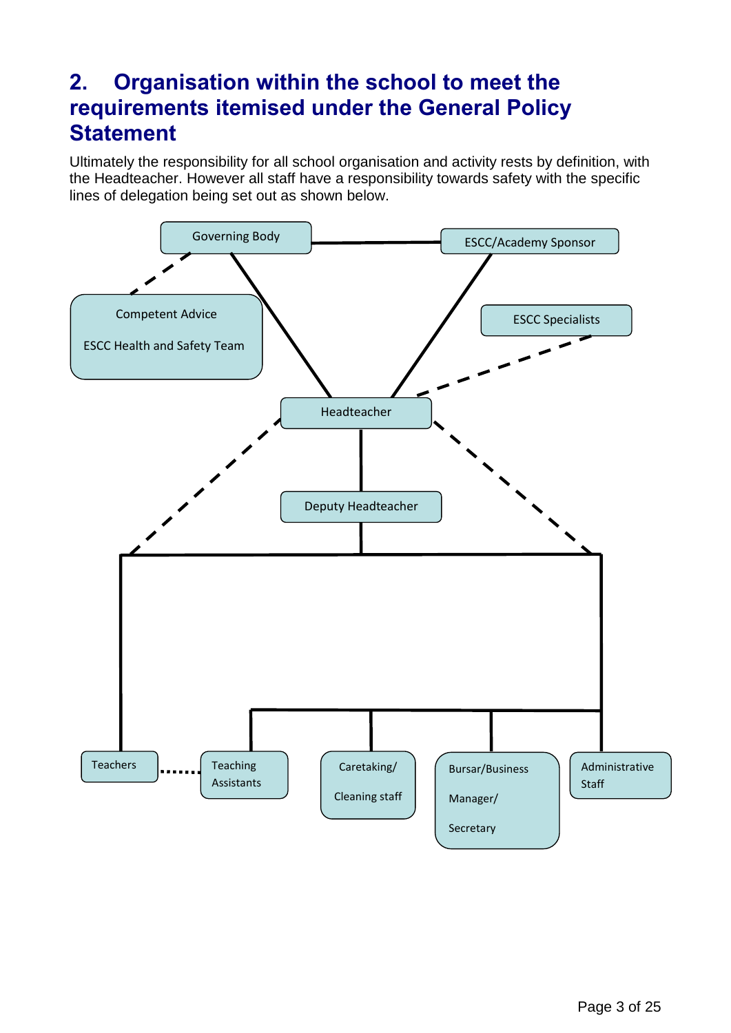## 2. Organisation within the school to meet the requirements itemised under the General Policy Statement

Ultimately the responsibility for all school organisation and activity rests by definition, with the Headteacher. However all staff have a responsibility towards safety with the specific lines of delegation being set out as shown below.

Governing Body

ESCC/Academy Sponsor

Competent Advice

ESCC Health and Safety Team

ESCC Specialists

Headteacher

Deputy Headteacher

Teachers

Teaching Assistants

Caretaking/ Cleaning staff

Bursar/Business Manager/ Secretary

Administrative Staff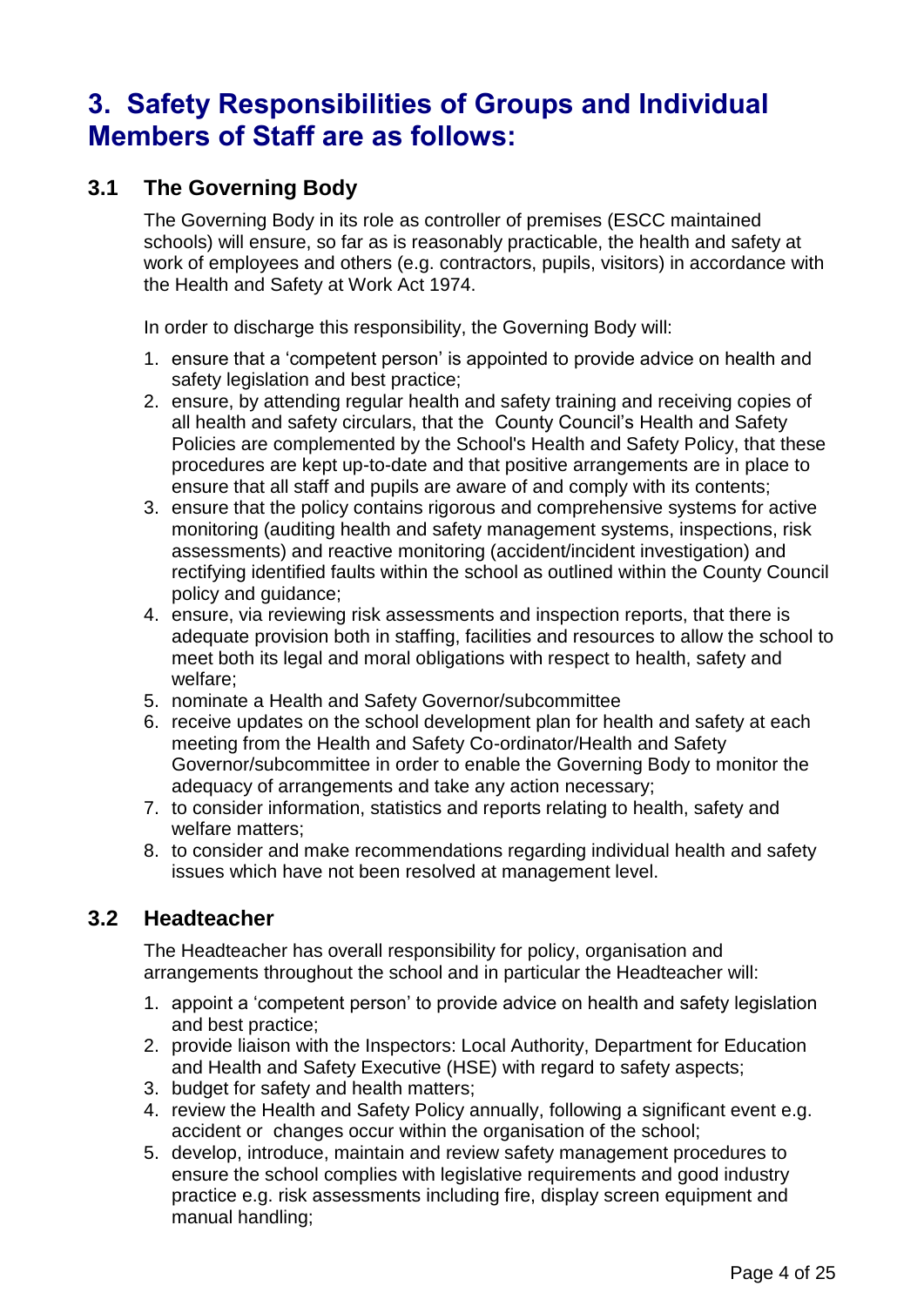# 3. Safety Responsibilities of Groups and Individual Members of Staff are as follows:

## 3.1 The Governing Body

The Governing Body in its role as controller of premises (ESCC maintained schools) will ensure, so far as is reasonably practicable, the health and safety at work of employees and others (e.g. contractors, pupils, visitors) in accordance with the Health and Safety at Work Act 1974.

In order to discharge this responsibility, the Governing Body will:

1. ensure that a 'competent person' is appointed to provide advice on health and safety legislation and best practice;
2. ensure, by attending regular health and safety training and receiving copies of all health and safety circulars, that the County Council's Health and Safety Policies are complemented by the School's Health and Safety Policy, that these procedures are kept up-to-date and that positive arrangements are in place to ensure that all staff and pupils are aware of and comply with its contents;
3. ensure that the policy contains rigorous and comprehensive systems for active monitoring (auditing health and safety management systems, inspections, risk assessments) and reactive monitoring (accident/incident investigation) and rectifying identified faults within the school as outlined within the County Council policy and guidance;
4. ensure, via reviewing risk assessments and inspection reports, that there is adequate provision both in staffing, facilities and resources to allow the school to meet both its legal and moral obligations with respect to health, safety and welfare;
5. nominate a Health and Safety Governor/subcommittee
6. receive updates on the school development plan for health and safety at each meeting from the Health and Safety Co-ordinator/Health and Safety Governor/subcommittee in order to enable the Governing Body to monitor the adequacy of arrangements and take any action necessary;
7. to consider information, statistics and reports relating to health, safety and welfare matters;
8. to consider and make recommendations regarding individual health and safety issues which have not been resolved at management level.

## 3.2 Headteacher

The Headteacher has overall responsibility for policy, organisation and arrangements throughout the school and in particular the Headteacher will:

1. appoint a 'competent person' to provide advice on health and safety legislation and best practice;
2. provide liaison with the Inspectors: Local Authority, Department for Education and Health and Safety Executive (HSE) with regard to safety aspects;
3. budget for safety and health matters;
4. review the Health and Safety Policy annually, following a significant event e.g. accident or changes occur within the organisation of the school;
5. develop, introduce, maintain and review safety management procedures to ensure the school complies with legislative requirements and good industry practice e.g. risk assessments including fire, display screen equipment and manual handling;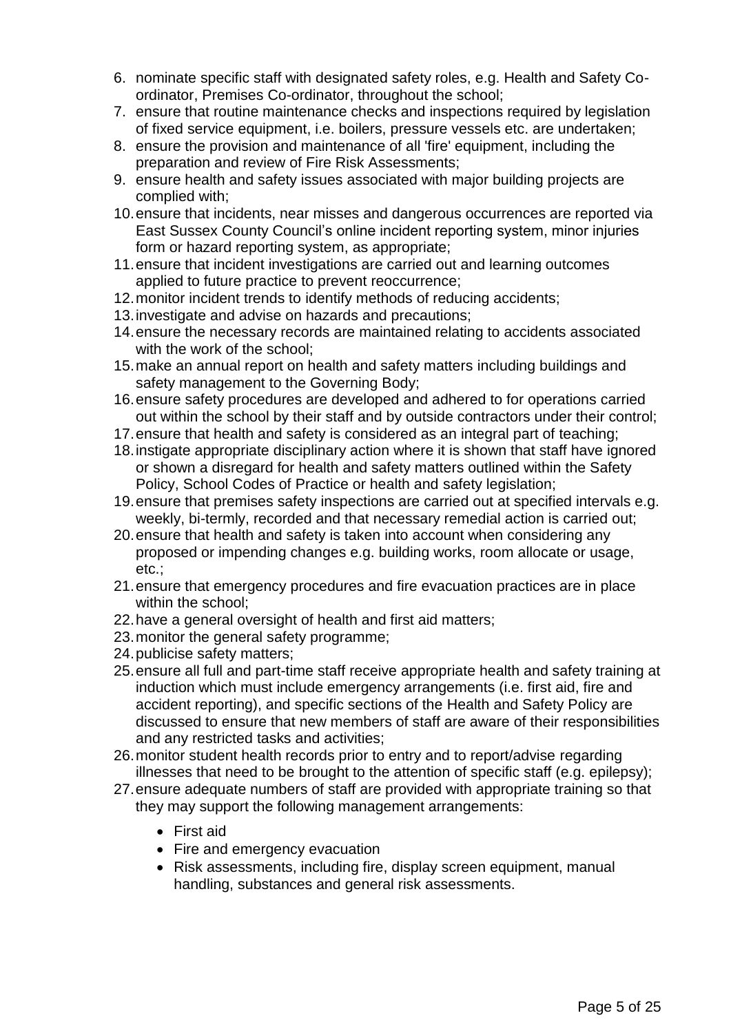6. nominate specific staff with designated safety roles, e.g. Health and Safety Co-ordinator, Premises Co-ordinator, throughout the school;
7. ensure that routine maintenance checks and inspections required by legislation of fixed service equipment, i.e. boilers, pressure vessels etc. are undertaken;
8. ensure the provision and maintenance of all 'fire' equipment, including the preparation and review of Fire Risk Assessments;
9. ensure health and safety issues associated with major building projects are complied with;
10. ensure that incidents, near misses and dangerous occurrences are reported via East Sussex County Council's online incident reporting system, minor injuries form or hazard reporting system, as appropriate;
11. ensure that incident investigations are carried out and learning outcomes applied to future practice to prevent reoccurrence;
12. monitor incident trends to identify methods of reducing accidents;
13. investigate and advise on hazards and precautions;
14. ensure the necessary records are maintained relating to accidents associated with the work of the school;
15. make an annual report on health and safety matters including buildings and safety management to the Governing Body;
16. ensure safety procedures are developed and adhered to for operations carried out within the school by their staff and by outside contractors under their control;
17. ensure that health and safety is considered as an integral part of teaching;
18. instigate appropriate disciplinary action where it is shown that staff have ignored or shown a disregard for health and safety matters outlined within the Safety Policy, School Codes of Practice or health and safety legislation;
19. ensure that premises safety inspections are carried out at specified intervals e.g. weekly, bi-termly, recorded and that necessary remedial action is carried out;
20. ensure that health and safety is taken into account when considering any proposed or impending changes e.g. building works, room allocate or usage, etc.;
21. ensure that emergency procedures and fire evacuation practices are in place within the school;
22. have a general oversight of health and first aid matters;
23. monitor the general safety programme;
24. publicise safety matters;
25. ensure all full and part-time staff receive appropriate health and safety training at induction which must include emergency arrangements (i.e. first aid, fire and accident reporting), and specific sections of the Health and Safety Policy are discussed to ensure that new members of staff are aware of their responsibilities and any restricted tasks and activities;
26. monitor student health records prior to entry and to report/advise regarding illnesses that need to be brought to the attention of specific staff (e.g. epilepsy);
27. ensure adequate numbers of staff are provided with appropriate training so that they may support the following management arrangements:
    - First aid
    - Fire and emergency evacuation
    - Risk assessments, including fire, display screen equipment, manual handling, substances and general risk assessments.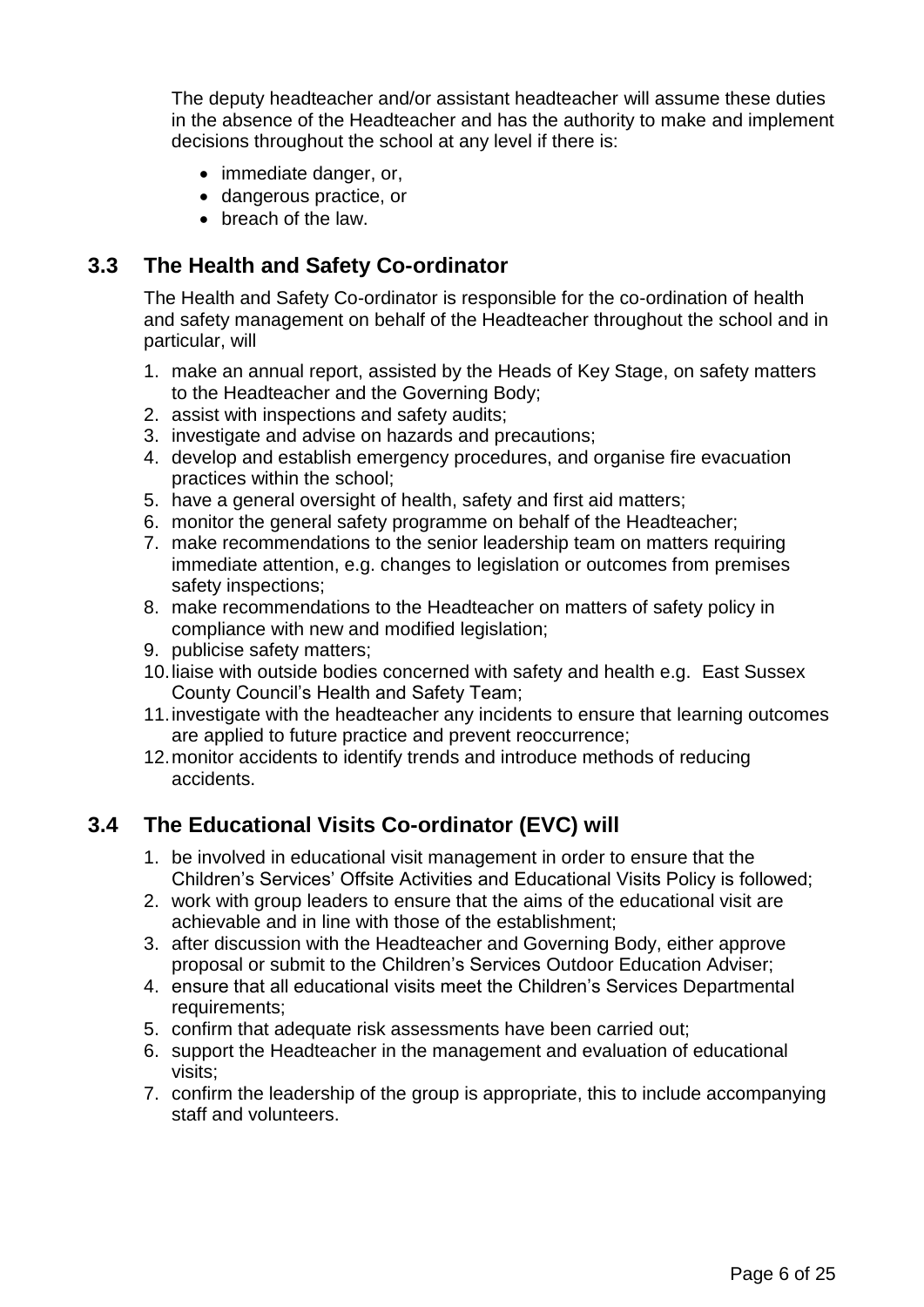The deputy headteacher and/or assistant headteacher will assume these duties in the absence of the Headteacher and has the authority to make and implement decisions throughout the school at any level if there is:

- immediate danger, or,
- dangerous practice, or
- breach of the law.

## 3.3 The Health and Safety Co-ordinator

The Health and Safety Co-ordinator is responsible for the co-ordination of health and safety management on behalf of the Headteacher throughout the school and in particular, will

1. make an annual report, assisted by the Heads of Key Stage, on safety matters to the Headteacher and the Governing Body;
2. assist with inspections and safety audits;
3. investigate and advise on hazards and precautions;
4. develop and establish emergency procedures, and organise fire evacuation practices within the school;
5. have a general oversight of health, safety and first aid matters;
6. monitor the general safety programme on behalf of the Headteacher;
7. make recommendations to the senior leadership team on matters requiring immediate attention, e.g. changes to legislation or outcomes from premises safety inspections;
8. make recommendations to the Headteacher on matters of safety policy in compliance with new and modified legislation;
9. publicise safety matters;
10. liaise with outside bodies concerned with safety and health e.g. East Sussex County Council's Health and Safety Team;
11. investigate with the headteacher any incidents to ensure that learning outcomes are applied to future practice and prevent reoccurrence;
12. monitor accidents to identify trends and introduce methods of reducing accidents.

## 3.4 The Educational Visits Co-ordinator (EVC) will

1. be involved in educational visit management in order to ensure that the Children's Services' Offsite Activities and Educational Visits Policy is followed;
2. work with group leaders to ensure that the aims of the educational visit are achievable and in line with those of the establishment;
3. after discussion with the Headteacher and Governing Body, either approve proposal or submit to the Children's Services Outdoor Education Adviser;
4. ensure that all educational visits meet the Children's Services Departmental requirements;
5. confirm that adequate risk assessments have been carried out;
6. support the Headteacher in the management and evaluation of educational visits;
7. confirm the leadership of the group is appropriate, this to include accompanying staff and volunteers.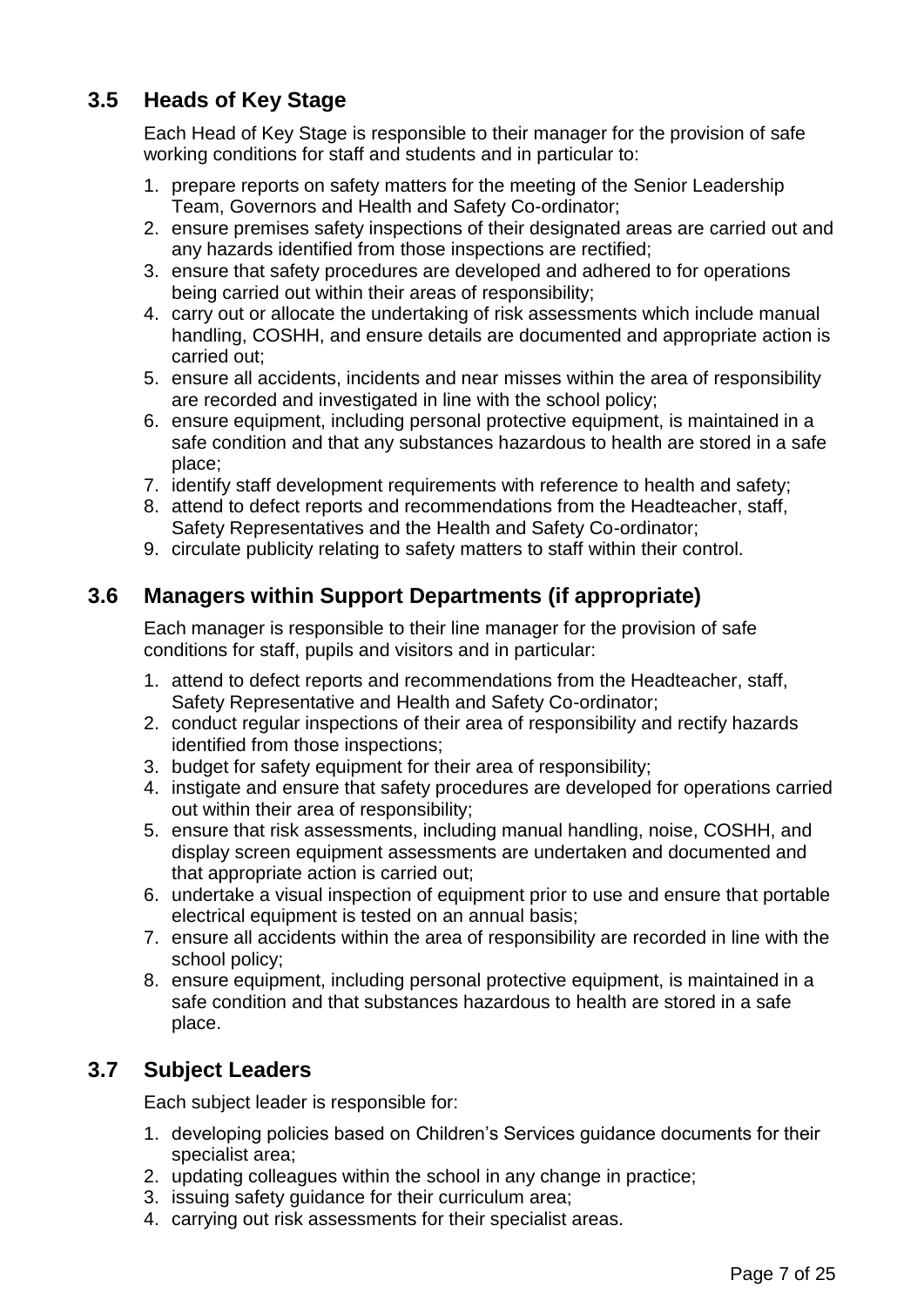## 3.5 Heads of Key Stage

Each Head of Key Stage is responsible to their manager for the provision of safe working conditions for staff and students and in particular to:

1. prepare reports on safety matters for the meeting of the Senior Leadership Team, Governors and Health and Safety Co-ordinator;
2. ensure premises safety inspections of their designated areas are carried out and any hazards identified from those inspections are rectified;
3. ensure that safety procedures are developed and adhered to for operations being carried out within their areas of responsibility;
4. carry out or allocate the undertaking of risk assessments which include manual handling, COSHH, and ensure details are documented and appropriate action is carried out;
5. ensure all accidents, incidents and near misses within the area of responsibility are recorded and investigated in line with the school policy;
6. ensure equipment, including personal protective equipment, is maintained in a safe condition and that any substances hazardous to health are stored in a safe place;
7. identify staff development requirements with reference to health and safety;
8. attend to defect reports and recommendations from the Headteacher, staff, Safety Representatives and the Health and Safety Co-ordinator;
9. circulate publicity relating to safety matters to staff within their control.

## 3.6 Managers within Support Departments (if appropriate)

Each manager is responsible to their line manager for the provision of safe conditions for staff, pupils and visitors and in particular:

1. attend to defect reports and recommendations from the Headteacher, staff, Safety Representative and Health and Safety Co-ordinator;
2. conduct regular inspections of their area of responsibility and rectify hazards identified from those inspections;
3. budget for safety equipment for their area of responsibility;
4. instigate and ensure that safety procedures are developed for operations carried out within their area of responsibility;
5. ensure that risk assessments, including manual handling, noise, COSHH, and display screen equipment assessments are undertaken and documented and that appropriate action is carried out;
6. undertake a visual inspection of equipment prior to use and ensure that portable electrical equipment is tested on an annual basis;
7. ensure all accidents within the area of responsibility are recorded in line with the school policy;
8. ensure equipment, including personal protective equipment, is maintained in a safe condition and that substances hazardous to health are stored in a safe place.

## 3.7 Subject Leaders

Each subject leader is responsible for:

1. developing policies based on Children's Services guidance documents for their specialist area;
2. updating colleagues within the school in any change in practice;
3. issuing safety guidance for their curriculum area;
4. carrying out risk assessments for their specialist areas.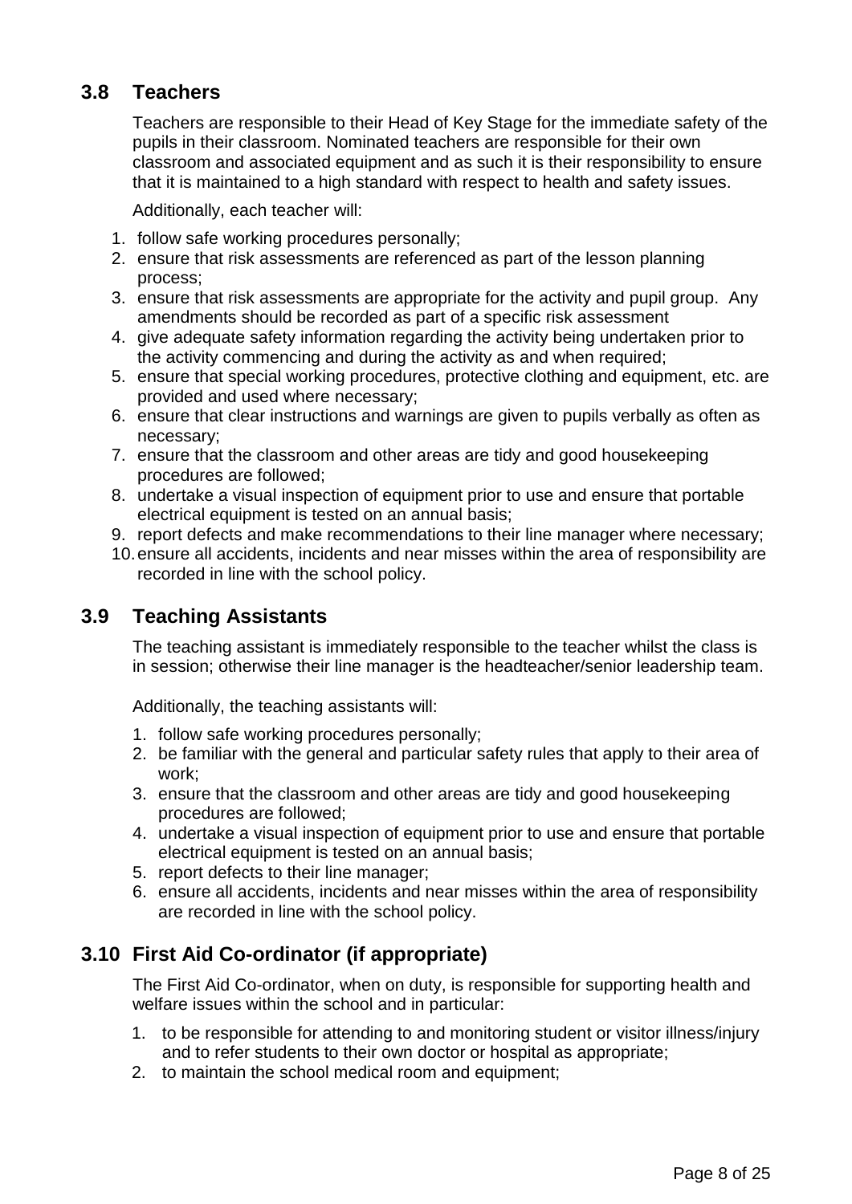## 3.8 Teachers

Teachers are responsible to their Head of Key Stage for the immediate safety of the pupils in their classroom. Nominated teachers are responsible for their own classroom and associated equipment and as such it is their responsibility to ensure that it is maintained to a high standard with respect to health and safety issues.

Additionally, each teacher will:

1. follow safe working procedures personally;
2. ensure that risk assessments are referenced as part of the lesson planning process;
3. ensure that risk assessments are appropriate for the activity and pupil group. Any amendments should be recorded as part of a specific risk assessment
4. give adequate safety information regarding the activity being undertaken prior to the activity commencing and during the activity as and when required;
5. ensure that special working procedures, protective clothing and equipment, etc. are provided and used where necessary;
6. ensure that clear instructions and warnings are given to pupils verbally as often as necessary;
7. ensure that the classroom and other areas are tidy and good housekeeping procedures are followed;
8. undertake a visual inspection of equipment prior to use and ensure that portable electrical equipment is tested on an annual basis;
9. report defects and make recommendations to their line manager where necessary;
10. ensure all accidents, incidents and near misses within the area of responsibility are recorded in line with the school policy.

## 3.9 Teaching Assistants

The teaching assistant is immediately responsible to the teacher whilst the class is in session; otherwise their line manager is the headteacher/senior leadership team.

Additionally, the teaching assistants will:

1. follow safe working procedures personally;
2. be familiar with the general and particular safety rules that apply to their area of work;
3. ensure that the classroom and other areas are tidy and good housekeeping procedures are followed;
4. undertake a visual inspection of equipment prior to use and ensure that portable electrical equipment is tested on an annual basis;
5. report defects to their line manager;
6. ensure all accidents, incidents and near misses within the area of responsibility are recorded in line with the school policy.

## 3.10 First Aid Co-ordinator (if appropriate)

The First Aid Co-ordinator, when on duty, is responsible for supporting health and welfare issues within the school and in particular:

1. to be responsible for attending to and monitoring student or visitor illness/injury and to refer students to their own doctor or hospital as appropriate;
2. to maintain the school medical room and equipment;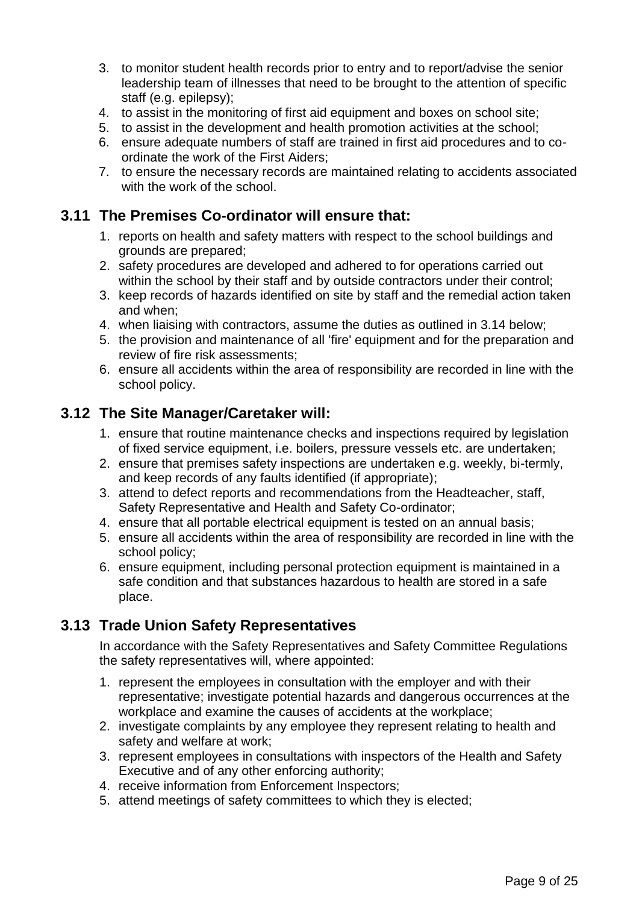3. to monitor student health records prior to entry and to report/advise the senior leadership team of illnesses that need to be brought to the attention of specific staff (e.g. epilepsy);
4. to assist in the monitoring of first aid equipment and boxes on school site;
5. to assist in the development and health promotion activities at the school;
6. ensure adequate numbers of staff are trained in first aid procedures and to co-ordinate the work of the First Aiders;
7. to ensure the necessary records are maintained relating to accidents associated with the work of the school.

## 3.11 The Premises Co-ordinator will ensure that:

1. reports on health and safety matters with respect to the school buildings and grounds are prepared;
2. safety procedures are developed and adhered to for operations carried out within the school by their staff and by outside contractors under their control;
3. keep records of hazards identified on site by staff and the remedial action taken and when;
4. when liaising with contractors, assume the duties as outlined in 3.14 below;
5. the provision and maintenance of all 'fire' equipment and for the preparation and review of fire risk assessments;
6. ensure all accidents within the area of responsibility are recorded in line with the school policy.

## 3.12 The Site Manager/Caretaker will:

1. ensure that routine maintenance checks and inspections required by legislation of fixed service equipment, i.e. boilers, pressure vessels etc. are undertaken;
2. ensure that premises safety inspections are undertaken e.g. weekly, bi-termly, and keep records of any faults identified (if appropriate);
3. attend to defect reports and recommendations from the Headteacher, staff, Safety Representative and Health and Safety Co-ordinator;
4. ensure that all portable electrical equipment is tested on an annual basis;
5. ensure all accidents within the area of responsibility are recorded in line with the school policy;
6. ensure equipment, including personal protection equipment is maintained in a safe condition and that substances hazardous to health are stored in a safe place.

## 3.13 Trade Union Safety Representatives

In accordance with the Safety Representatives and Safety Committee Regulations the safety representatives will, where appointed:

1. represent the employees in consultation with the employer and with their representative; investigate potential hazards and dangerous occurrences at the workplace and examine the causes of accidents at the workplace;
2. investigate complaints by any employee they represent relating to health and safety and welfare at work;
3. represent employees in consultations with inspectors of the Health and Safety Executive and of any other enforcing authority;
4. receive information from Enforcement Inspectors;
5. attend meetings of safety committees to which they is elected;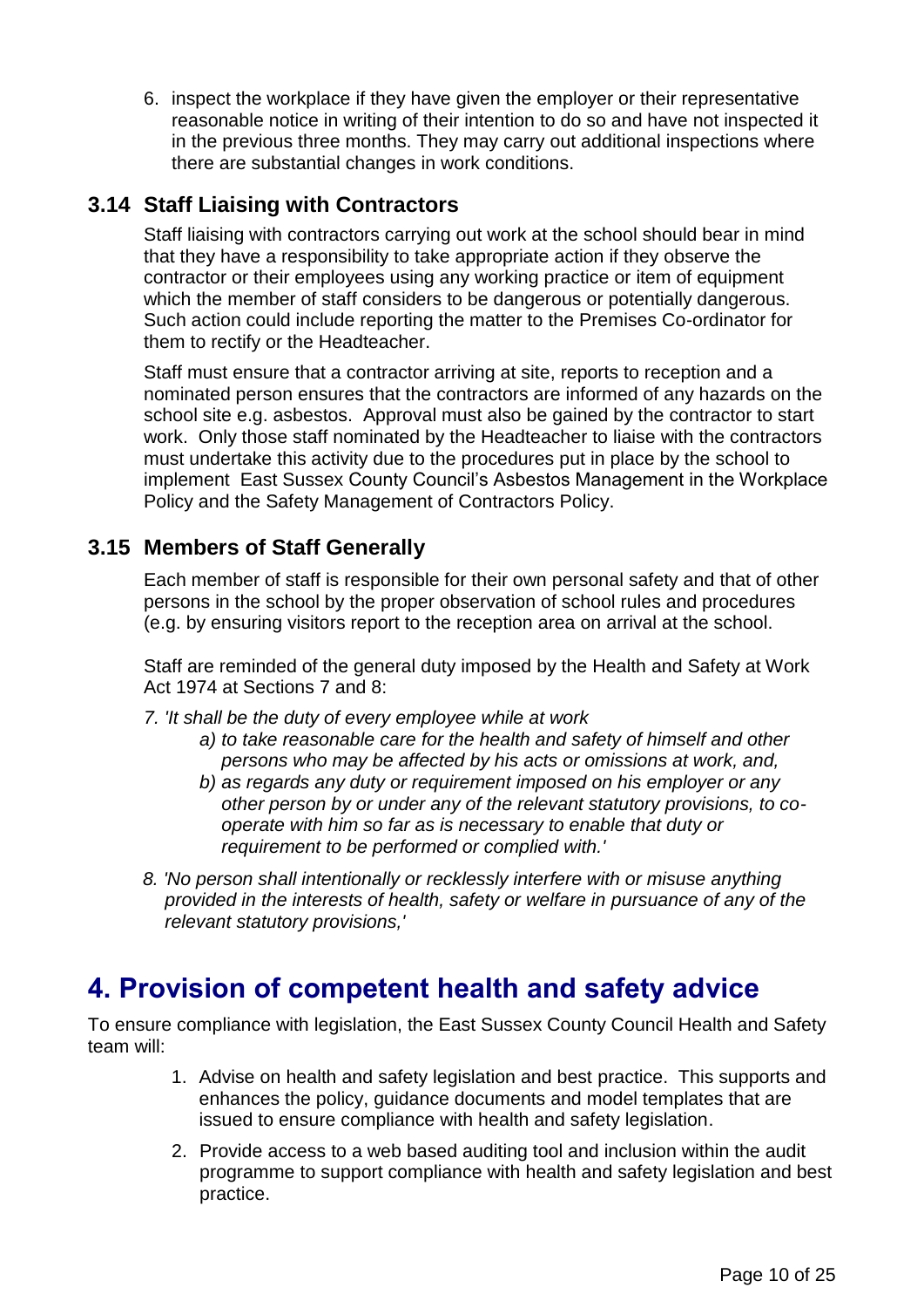6. inspect the workplace if they have given the employer or their representative reasonable notice in writing of their intention to do so and have not inspected it in the previous three months. They may carry out additional inspections where there are substantial changes in work conditions.

### 3.14 Staff Liaising with Contractors

Staff liaising with contractors carrying out work at the school should bear in mind that they have a responsibility to take appropriate action if they observe the contractor or their employees using any working practice or item of equipment which the member of staff considers to be dangerous or potentially dangerous. Such action could include reporting the matter to the Premises Co-ordinator for them to rectify or the Headteacher.

Staff must ensure that a contractor arriving at site, reports to reception and a nominated person ensures that the contractors are informed of any hazards on the school site e.g. asbestos. Approval must also be gained by the contractor to start work. Only those staff nominated by the Headteacher to liaise with the contractors must undertake this activity due to the procedures put in place by the school to implement East Sussex County Council's Asbestos Management in the Workplace Policy and the Safety Management of Contractors Policy.

### 3.15 Members of Staff Generally

Each member of staff is responsible for their own personal safety and that of other persons in the school by the proper observation of school rules and procedures (e.g. by ensuring visitors report to the reception area on arrival at the school.

Staff are reminded of the general duty imposed by the Health and Safety at Work Act 1974 at Sections 7 and 8:

*7. 'It shall be the duty of every employee while at work*

*a) to take reasonable care for the health and safety of himself and other persons who may be affected by his acts or omissions at work, and,*

*b) as regards any duty or requirement imposed on his employer or any other person by or under any of the relevant statutory provisions, to co-operate with him so far as is necessary to enable that duty or requirement to be performed or complied with.'*

*8. 'No person shall intentionally or recklessly interfere with or misuse anything provided in the interests of health, safety or welfare in pursuance of any of the relevant statutory provisions,'*

## 4. Provision of competent health and safety advice

To ensure compliance with legislation, the East Sussex County Council Health and Safety team will:

1. Advise on health and safety legislation and best practice. This supports and enhances the policy, guidance documents and model templates that are issued to ensure compliance with health and safety legislation.
2. Provide access to a web based auditing tool and inclusion within the audit programme to support compliance with health and safety legislation and best practice.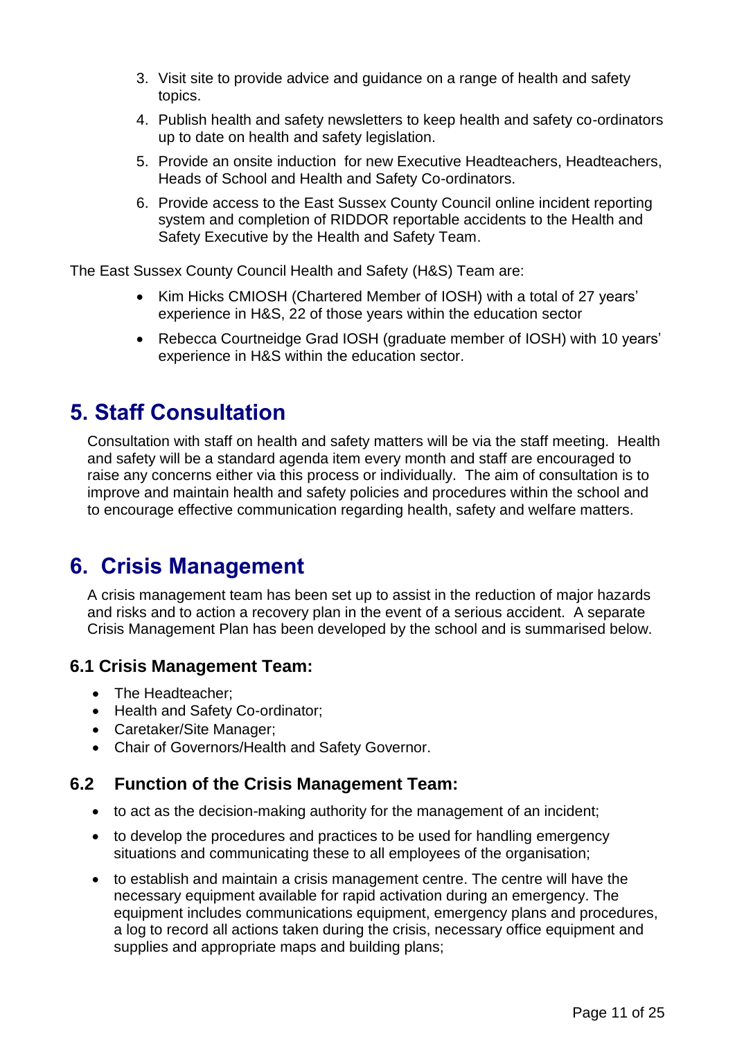3. Visit site to provide advice and guidance on a range of health and safety topics.
4. Publish health and safety newsletters to keep health and safety co-ordinators up to date on health and safety legislation.
5. Provide an onsite induction for new Executive Headteachers, Headteachers, Heads of School and Health and Safety Co-ordinators.
6. Provide access to the East Sussex County Council online incident reporting system and completion of RIDDOR reportable accidents to the Health and Safety Executive by the Health and Safety Team.

The East Sussex County Council Health and Safety (H&S) Team are:

- Kim Hicks CMIOSH (Chartered Member of IOSH) with a total of 27 years' experience in H&S, 22 of those years within the education sector
- Rebecca Courtneidge Grad IOSH (graduate member of IOSH) with 10 years' experience in H&S within the education sector.

# 5. Staff Consultation

Consultation with staff on health and safety matters will be via the staff meeting. Health and safety will be a standard agenda item every month and staff are encouraged to raise any concerns either via this process or individually. The aim of consultation is to improve and maintain health and safety policies and procedures within the school and to encourage effective communication regarding health, safety and welfare matters.

# 6. Crisis Management

A crisis management team has been set up to assist in the reduction of major hazards and risks and to action a recovery plan in the event of a serious accident. A separate Crisis Management Plan has been developed by the school and is summarised below.

## 6.1 Crisis Management Team:

- The Headteacher;
- Health and Safety Co-ordinator;
- Caretaker/Site Manager;
- Chair of Governors/Health and Safety Governor.

## 6.2 Function of the Crisis Management Team:

- to act as the decision-making authority for the management of an incident;
- to develop the procedures and practices to be used for handling emergency situations and communicating these to all employees of the organisation;
- to establish and maintain a crisis management centre. The centre will have the necessary equipment available for rapid activation during an emergency. The equipment includes communications equipment, emergency plans and procedures, a log to record all actions taken during the crisis, necessary office equipment and supplies and appropriate maps and building plans;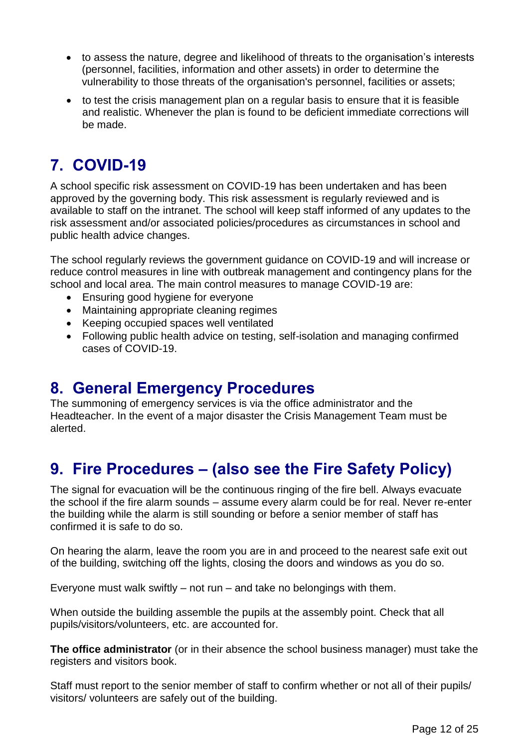- to assess the nature, degree and likelihood of threats to the organisation's interests (personnel, facilities, information and other assets) in order to determine the vulnerability to those threats of the organisation's personnel, facilities or assets;
- to test the crisis management plan on a regular basis to ensure that it is feasible and realistic. Whenever the plan is found to be deficient immediate corrections will be made.

## 7. COVID-19

A school specific risk assessment on COVID-19 has been undertaken and has been approved by the governing body. This risk assessment is regularly reviewed and is available to staff on the intranet. The school will keep staff informed of any updates to the risk assessment and/or associated policies/procedures as circumstances in school and public health advice changes.

The school regularly reviews the government guidance on COVID-19 and will increase or reduce control measures in line with outbreak management and contingency plans for the school and local area. The main control measures to manage COVID-19 are:

- Ensuring good hygiene for everyone
- Maintaining appropriate cleaning regimes
- Keeping occupied spaces well ventilated
- Following public health advice on testing, self-isolation and managing confirmed cases of COVID-19.

## 8. General Emergency Procedures

The summoning of emergency services is via the office administrator and the Headteacher. In the event of a major disaster the Crisis Management Team must be alerted.

## 9. Fire Procedures – (also see the Fire Safety Policy)

The signal for evacuation will be the continuous ringing of the fire bell. Always evacuate the school if the fire alarm sounds – assume every alarm could be for real. Never re-enter the building while the alarm is still sounding or before a senior member of staff has confirmed it is safe to do so.

On hearing the alarm, leave the room you are in and proceed to the nearest safe exit out of the building, switching off the lights, closing the doors and windows as you do so.

Everyone must walk swiftly – not run – and take no belongings with them.

When outside the building assemble the pupils at the assembly point. Check that all pupils/visitors/volunteers, etc. are accounted for.

**The office administrator** (or in their absence the school business manager) must take the registers and visitors book.

Staff must report to the senior member of staff to confirm whether or not all of their pupils/ visitors/ volunteers are safely out of the building.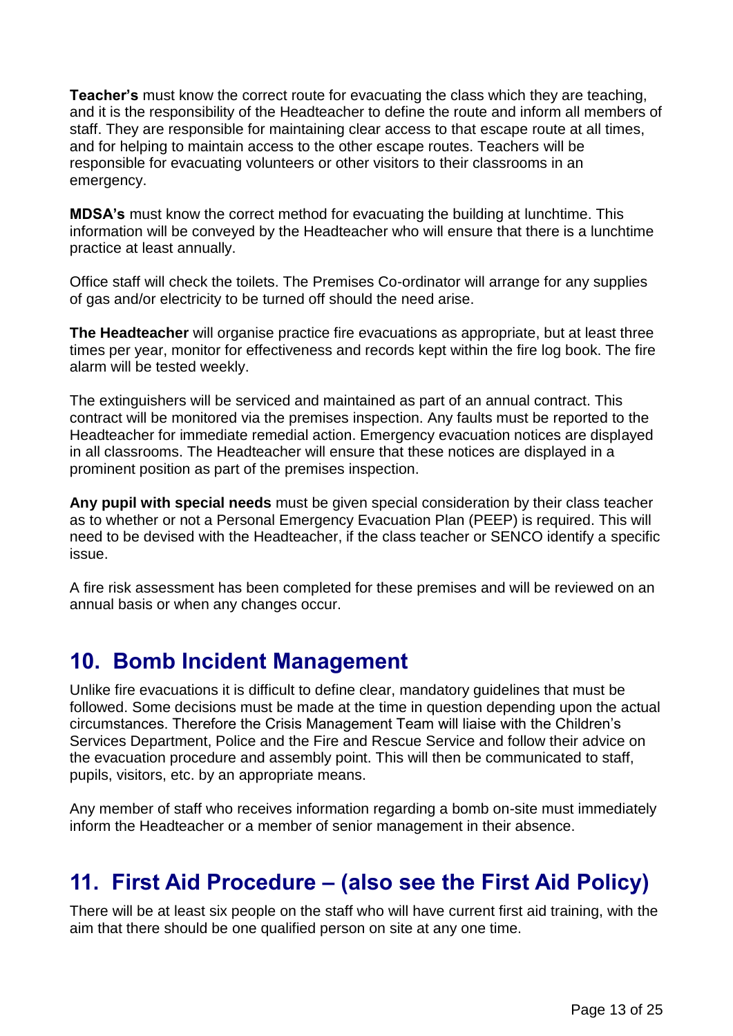**Teacher's** must know the correct route for evacuating the class which they are teaching, and it is the responsibility of the Headteacher to define the route and inform all members of staff. They are responsible for maintaining clear access to that escape route at all times, and for helping to maintain access to the other escape routes. Teachers will be responsible for evacuating volunteers or other visitors to their classrooms in an emergency.

**MDSA's** must know the correct method for evacuating the building at lunchtime. This information will be conveyed by the Headteacher who will ensure that there is a lunchtime practice at least annually.

Office staff will check the toilets. The Premises Co-ordinator will arrange for any supplies of gas and/or electricity to be turned off should the need arise.

**The Headteacher** will organise practice fire evacuations as appropriate, but at least three times per year, monitor for effectiveness and records kept within the fire log book. The fire alarm will be tested weekly.

The extinguishers will be serviced and maintained as part of an annual contract. This contract will be monitored via the premises inspection. Any faults must be reported to the Headteacher for immediate remedial action. Emergency evacuation notices are displayed in all classrooms. The Headteacher will ensure that these notices are displayed in a prominent position as part of the premises inspection.

**Any pupil with special needs** must be given special consideration by their class teacher as to whether or not a Personal Emergency Evacuation Plan (PEEP) is required. This will need to be devised with the Headteacher, if the class teacher or SENCO identify a specific issue.

A fire risk assessment has been completed for these premises and will be reviewed on an annual basis or when any changes occur.

## 10. Bomb Incident Management

Unlike fire evacuations it is difficult to define clear, mandatory guidelines that must be followed. Some decisions must be made at the time in question depending upon the actual circumstances. Therefore the Crisis Management Team will liaise with the Children's Services Department, Police and the Fire and Rescue Service and follow their advice on the evacuation procedure and assembly point. This will then be communicated to staff, pupils, visitors, etc. by an appropriate means.

Any member of staff who receives information regarding a bomb on-site must immediately inform the Headteacher or a member of senior management in their absence.

## 11. First Aid Procedure – (also see the First Aid Policy)

There will be at least six people on the staff who will have current first aid training, with the aim that there should be one qualified person on site at any one time.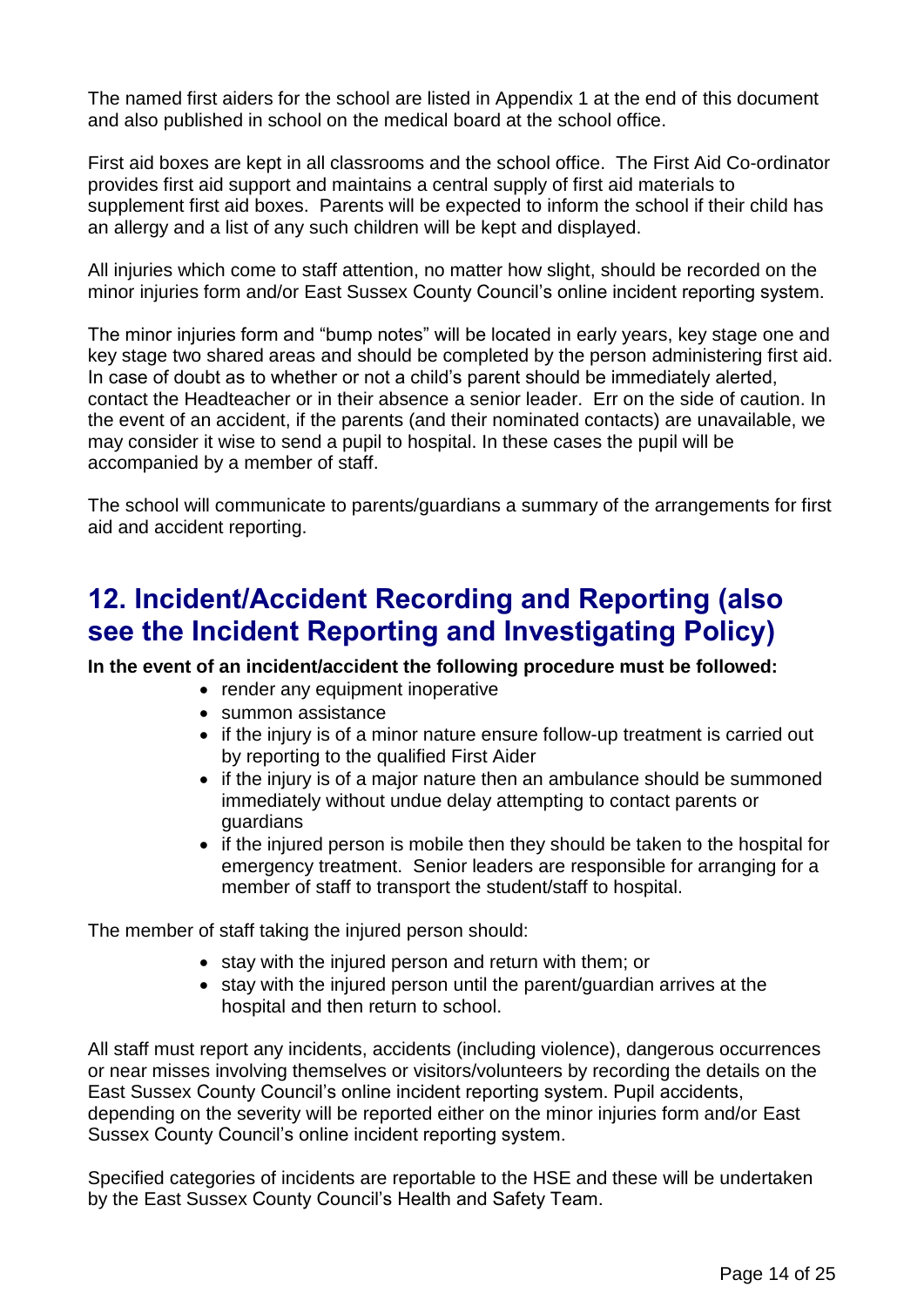The named first aiders for the school are listed in Appendix 1 at the end of this document and also published in school on the medical board at the school office.

First aid boxes are kept in all classrooms and the school office. The First Aid Co-ordinator provides first aid support and maintains a central supply of first aid materials to supplement first aid boxes. Parents will be expected to inform the school if their child has an allergy and a list of any such children will be kept and displayed.

All injuries which come to staff attention, no matter how slight, should be recorded on the minor injuries form and/or East Sussex County Council's online incident reporting system.

The minor injuries form and "bump notes" will be located in early years, key stage one and key stage two shared areas and should be completed by the person administering first aid. In case of doubt as to whether or not a child's parent should be immediately alerted, contact the Headteacher or in their absence a senior leader. Err on the side of caution. In the event of an accident, if the parents (and their nominated contacts) are unavailable, we may consider it wise to send a pupil to hospital. In these cases the pupil will be accompanied by a member of staff.

The school will communicate to parents/guardians a summary of the arrangements for first aid and accident reporting.

## 12. Incident/Accident Recording and Reporting (also see the Incident Reporting and Investigating Policy)

**In the event of an incident/accident the following procedure must be followed:**

- render any equipment inoperative
- summon assistance
- if the injury is of a minor nature ensure follow-up treatment is carried out by reporting to the qualified First Aider
- if the injury is of a major nature then an ambulance should be summoned immediately without undue delay attempting to contact parents or guardians
- if the injured person is mobile then they should be taken to the hospital for emergency treatment. Senior leaders are responsible for arranging for a member of staff to transport the student/staff to hospital.

The member of staff taking the injured person should:

- stay with the injured person and return with them; or
- stay with the injured person until the parent/guardian arrives at the hospital and then return to school.

All staff must report any incidents, accidents (including violence), dangerous occurrences or near misses involving themselves or visitors/volunteers by recording the details on the East Sussex County Council's online incident reporting system. Pupil accidents, depending on the severity will be reported either on the minor injuries form and/or East Sussex County Council's online incident reporting system.

Specified categories of incidents are reportable to the HSE and these will be undertaken by the East Sussex County Council's Health and Safety Team.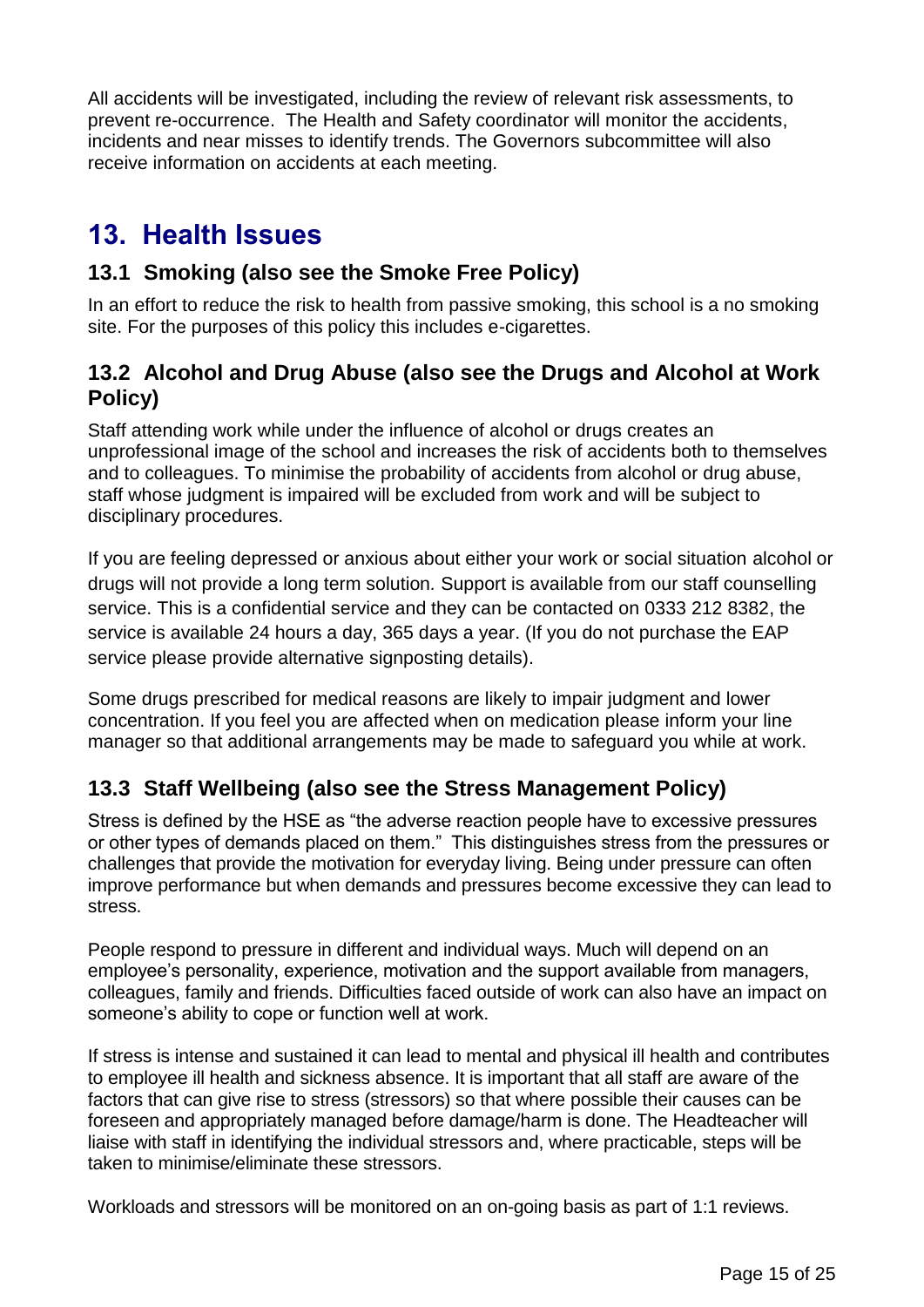All accidents will be investigated, including the review of relevant risk assessments, to prevent re-occurrence. The Health and Safety coordinator will monitor the accidents, incidents and near misses to identify trends. The Governors subcommittee will also receive information on accidents at each meeting.

# 13. Health Issues

## 13.1 Smoking (also see the Smoke Free Policy)

In an effort to reduce the risk to health from passive smoking, this school is a no smoking site. For the purposes of this policy this includes e-cigarettes.

## 13.2 Alcohol and Drug Abuse (also see the Drugs and Alcohol at Work Policy)

Staff attending work while under the influence of alcohol or drugs creates an unprofessional image of the school and increases the risk of accidents both to themselves and to colleagues. To minimise the probability of accidents from alcohol or drug abuse, staff whose judgment is impaired will be excluded from work and will be subject to disciplinary procedures.

If you are feeling depressed or anxious about either your work or social situation alcohol or drugs will not provide a long term solution. Support is available from our staff counselling service. This is a confidential service and they can be contacted on 0333 212 8382, the service is available 24 hours a day, 365 days a year. (If you do not purchase the EAP service please provide alternative signposting details).

Some drugs prescribed for medical reasons are likely to impair judgment and lower concentration. If you feel you are affected when on medication please inform your line manager so that additional arrangements may be made to safeguard you while at work.

## 13.3 Staff Wellbeing (also see the Stress Management Policy)

Stress is defined by the HSE as "the adverse reaction people have to excessive pressures or other types of demands placed on them." This distinguishes stress from the pressures or challenges that provide the motivation for everyday living. Being under pressure can often improve performance but when demands and pressures become excessive they can lead to stress.

People respond to pressure in different and individual ways. Much will depend on an employee's personality, experience, motivation and the support available from managers, colleagues, family and friends. Difficulties faced outside of work can also have an impact on someone's ability to cope or function well at work.

If stress is intense and sustained it can lead to mental and physical ill health and contributes to employee ill health and sickness absence. It is important that all staff are aware of the factors that can give rise to stress (stressors) so that where possible their causes can be foreseen and appropriately managed before damage/harm is done. The Headteacher will liaise with staff in identifying the individual stressors and, where practicable, steps will be taken to minimise/eliminate these stressors.

Workloads and stressors will be monitored on an on-going basis as part of 1:1 reviews.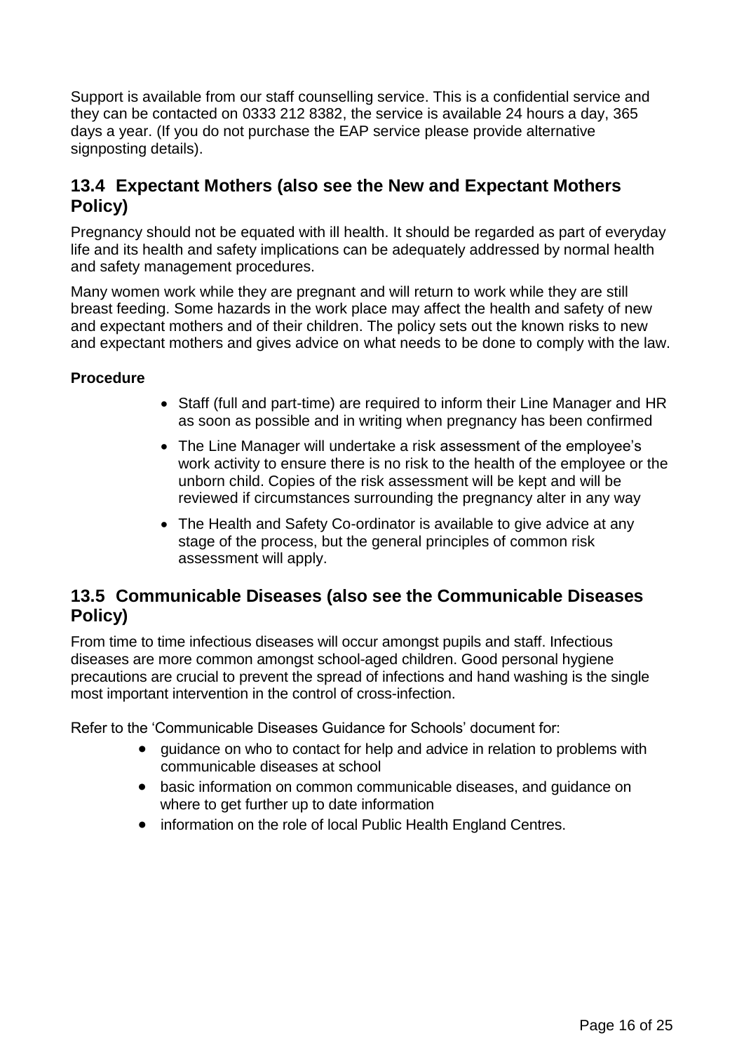Support is available from our staff counselling service. This is a confidential service and they can be contacted on 0333 212 8382, the service is available 24 hours a day, 365 days a year. (If you do not purchase the EAP service please provide alternative signposting details).

## 13.4 Expectant Mothers (also see the New and Expectant Mothers Policy)

Pregnancy should not be equated with ill health. It should be regarded as part of everyday life and its health and safety implications can be adequately addressed by normal health and safety management procedures.

Many women work while they are pregnant and will return to work while they are still breast feeding. Some hazards in the work place may affect the health and safety of new and expectant mothers and of their children. The policy sets out the known risks to new and expectant mothers and gives advice on what needs to be done to comply with the law.

**Procedure**

- Staff (full and part-time) are required to inform their Line Manager and HR as soon as possible and in writing when pregnancy has been confirmed
- The Line Manager will undertake a risk assessment of the employee's work activity to ensure there is no risk to the health of the employee or the unborn child. Copies of the risk assessment will be kept and will be reviewed if circumstances surrounding the pregnancy alter in any way
- The Health and Safety Co-ordinator is available to give advice at any stage of the process, but the general principles of common risk assessment will apply.

## 13.5 Communicable Diseases (also see the Communicable Diseases Policy)

From time to time infectious diseases will occur amongst pupils and staff. Infectious diseases are more common amongst school-aged children. Good personal hygiene precautions are crucial to prevent the spread of infections and hand washing is the single most important intervention in the control of cross-infection.

Refer to the 'Communicable Diseases Guidance for Schools' document for:

- guidance on who to contact for help and advice in relation to problems with communicable diseases at school
- basic information on common communicable diseases, and guidance on where to get further up to date information
- information on the role of local Public Health England Centres.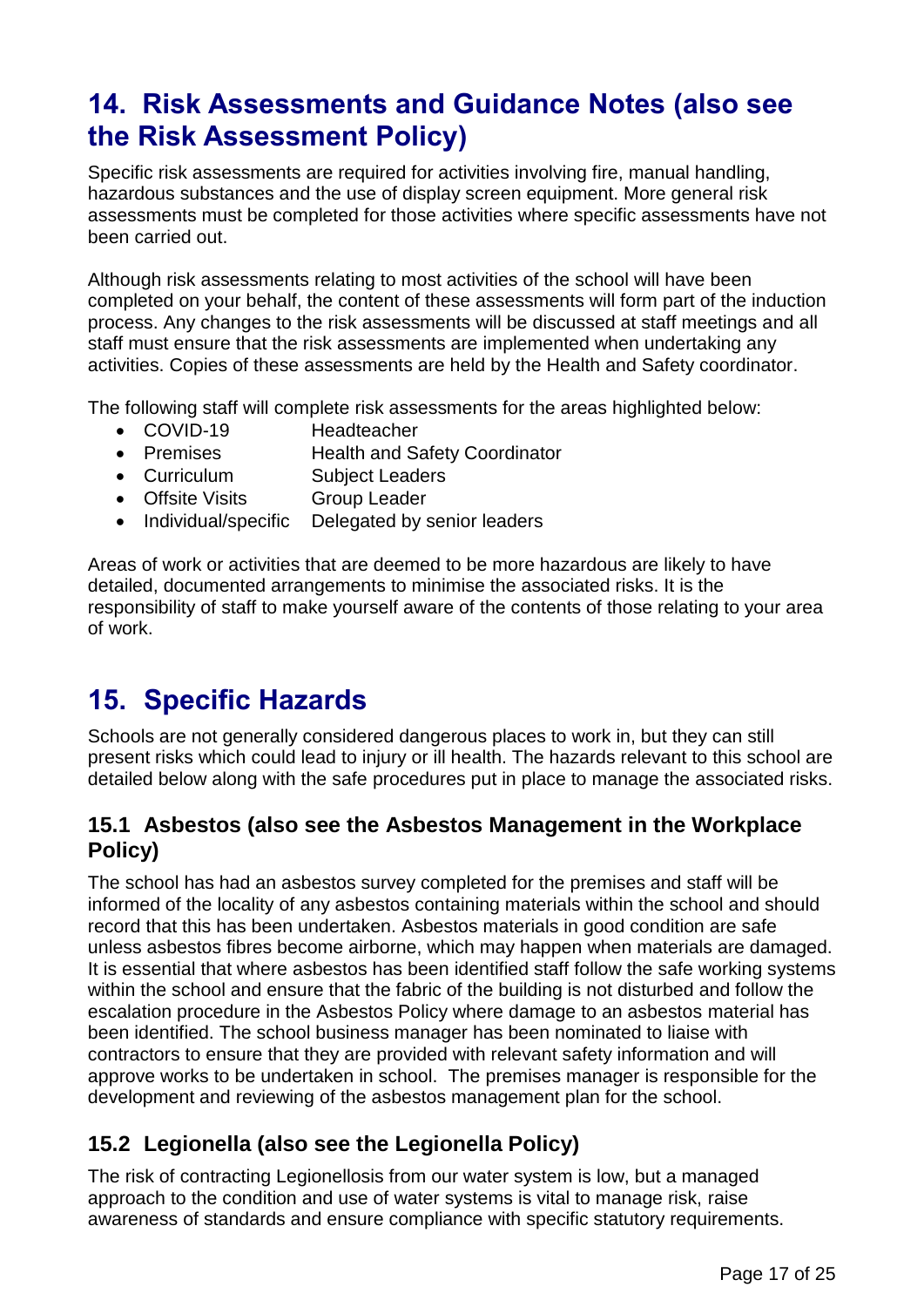## 14. Risk Assessments and Guidance Notes (also see the Risk Assessment Policy)

Specific risk assessments are required for activities involving fire, manual handling, hazardous substances and the use of display screen equipment. More general risk assessments must be completed for those activities where specific assessments have not been carried out.

Although risk assessments relating to most activities of the school will have been completed on your behalf, the content of these assessments will form part of the induction process. Any changes to the risk assessments will be discussed at staff meetings and all staff must ensure that the risk assessments are implemented when undertaking any activities. Copies of these assessments are held by the Health and Safety coordinator.

The following staff will complete risk assessments for the areas highlighted below:

- COVID-19 Headteacher
- Premises Health and Safety Coordinator
- Curriculum Subject Leaders
- Offsite Visits Group Leader
- Individual/specific Delegated by senior leaders

Areas of work or activities that are deemed to be more hazardous are likely to have detailed, documented arrangements to minimise the associated risks. It is the responsibility of staff to make yourself aware of the contents of those relating to your area of work.

## 15. Specific Hazards

Schools are not generally considered dangerous places to work in, but they can still present risks which could lead to injury or ill health. The hazards relevant to this school are detailed below along with the safe procedures put in place to manage the associated risks.

### 15.1 Asbestos (also see the Asbestos Management in the Workplace Policy)

The school has had an asbestos survey completed for the premises and staff will be informed of the locality of any asbestos containing materials within the school and should record that this has been undertaken. Asbestos materials in good condition are safe unless asbestos fibres become airborne, which may happen when materials are damaged. It is essential that where asbestos has been identified staff follow the safe working systems within the school and ensure that the fabric of the building is not disturbed and follow the escalation procedure in the Asbestos Policy where damage to an asbestos material has been identified. The school business manager has been nominated to liaise with contractors to ensure that they are provided with relevant safety information and will approve works to be undertaken in school. The premises manager is responsible for the development and reviewing of the asbestos management plan for the school.

### 15.2 Legionella (also see the Legionella Policy)

The risk of contracting Legionellosis from our water system is low, but a managed approach to the condition and use of water systems is vital to manage risk, raise awareness of standards and ensure compliance with specific statutory requirements.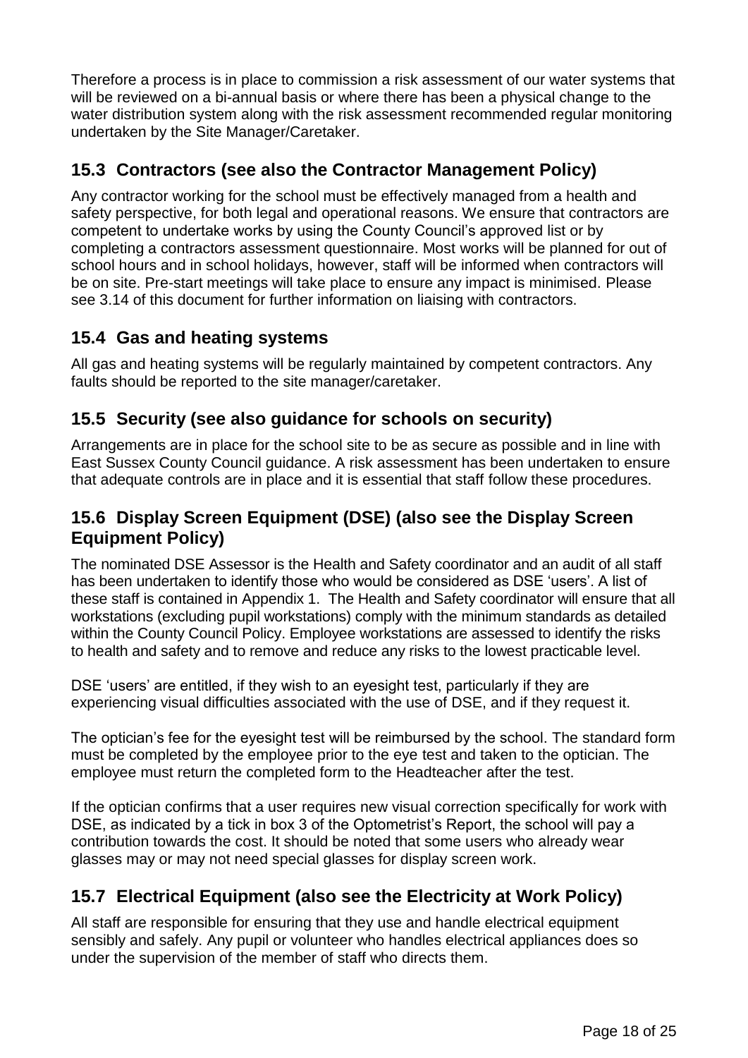Therefore a process is in place to commission a risk assessment of our water systems that will be reviewed on a bi-annual basis or where there has been a physical change to the water distribution system along with the risk assessment recommended regular monitoring undertaken by the Site Manager/Caretaker.

## 15.3 Contractors (see also the Contractor Management Policy)

Any contractor working for the school must be effectively managed from a health and safety perspective, for both legal and operational reasons. We ensure that contractors are competent to undertake works by using the County Council's approved list or by completing a contractors assessment questionnaire. Most works will be planned for out of school hours and in school holidays, however, staff will be informed when contractors will be on site. Pre-start meetings will take place to ensure any impact is minimised. Please see 3.14 of this document for further information on liaising with contractors.

## 15.4 Gas and heating systems

All gas and heating systems will be regularly maintained by competent contractors. Any faults should be reported to the site manager/caretaker.

## 15.5 Security (see also guidance for schools on security)

Arrangements are in place for the school site to be as secure as possible and in line with East Sussex County Council guidance. A risk assessment has been undertaken to ensure that adequate controls are in place and it is essential that staff follow these procedures.

## 15.6 Display Screen Equipment (DSE) (also see the Display Screen Equipment Policy)

The nominated DSE Assessor is the Health and Safety coordinator and an audit of all staff has been undertaken to identify those who would be considered as DSE 'users'. A list of these staff is contained in Appendix 1. The Health and Safety coordinator will ensure that all workstations (excluding pupil workstations) comply with the minimum standards as detailed within the County Council Policy. Employee workstations are assessed to identify the risks to health and safety and to remove and reduce any risks to the lowest practicable level.

DSE 'users' are entitled, if they wish to an eyesight test, particularly if they are experiencing visual difficulties associated with the use of DSE, and if they request it.

The optician's fee for the eyesight test will be reimbursed by the school. The standard form must be completed by the employee prior to the eye test and taken to the optician. The employee must return the completed form to the Headteacher after the test.

If the optician confirms that a user requires new visual correction specifically for work with DSE, as indicated by a tick in box 3 of the Optometrist's Report, the school will pay a contribution towards the cost. It should be noted that some users who already wear glasses may or may not need special glasses for display screen work.

## 15.7 Electrical Equipment (also see the Electricity at Work Policy)

All staff are responsible for ensuring that they use and handle electrical equipment sensibly and safely. Any pupil or volunteer who handles electrical appliances does so under the supervision of the member of staff who directs them.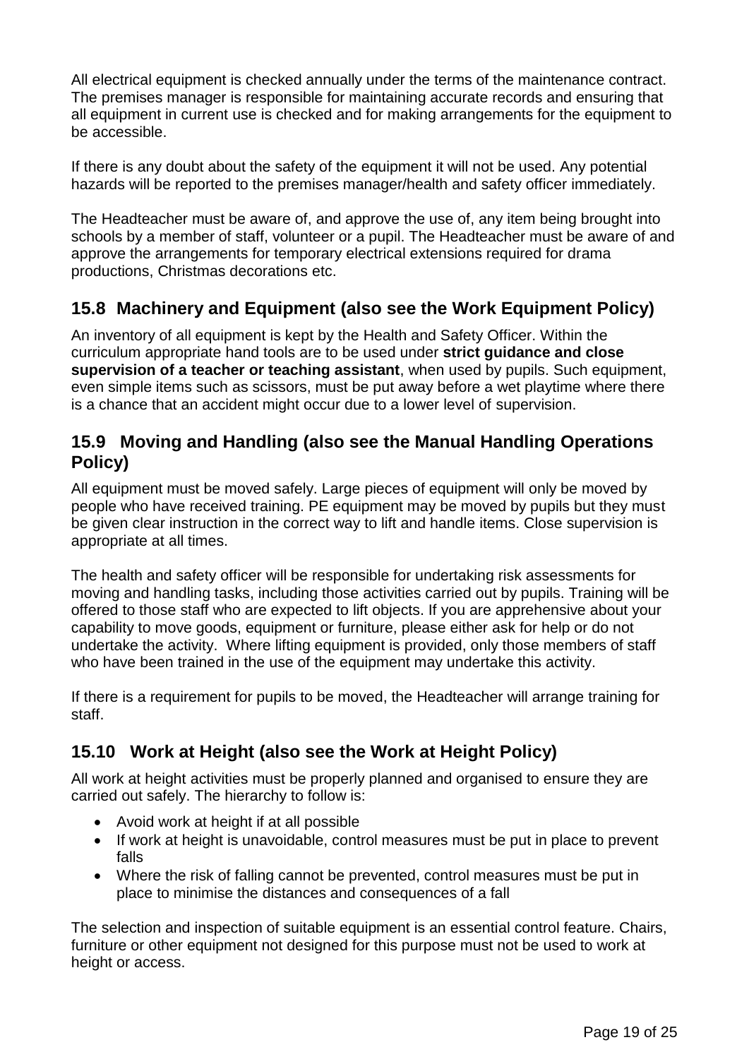All electrical equipment is checked annually under the terms of the maintenance contract. The premises manager is responsible for maintaining accurate records and ensuring that all equipment in current use is checked and for making arrangements for the equipment to be accessible.

If there is any doubt about the safety of the equipment it will not be used. Any potential hazards will be reported to the premises manager/health and safety officer immediately.

The Headteacher must be aware of, and approve the use of, any item being brought into schools by a member of staff, volunteer or a pupil. The Headteacher must be aware of and approve the arrangements for temporary electrical extensions required for drama productions, Christmas decorations etc.

## 15.8 Machinery and Equipment (also see the Work Equipment Policy)

An inventory of all equipment is kept by the Health and Safety Officer. Within the curriculum appropriate hand tools are to be used under **strict guidance and close supervision of a teacher or teaching assistant**, when used by pupils. Such equipment, even simple items such as scissors, must be put away before a wet playtime where there is a chance that an accident might occur due to a lower level of supervision.

## 15.9 Moving and Handling (also see the Manual Handling Operations Policy)

All equipment must be moved safely. Large pieces of equipment will only be moved by people who have received training. PE equipment may be moved by pupils but they must be given clear instruction in the correct way to lift and handle items. Close supervision is appropriate at all times.

The health and safety officer will be responsible for undertaking risk assessments for moving and handling tasks, including those activities carried out by pupils. Training will be offered to those staff who are expected to lift objects. If you are apprehensive about your capability to move goods, equipment or furniture, please either ask for help or do not undertake the activity. Where lifting equipment is provided, only those members of staff who have been trained in the use of the equipment may undertake this activity.

If there is a requirement for pupils to be moved, the Headteacher will arrange training for staff.

## 15.10 Work at Height (also see the Work at Height Policy)

All work at height activities must be properly planned and organised to ensure they are carried out safely. The hierarchy to follow is:

- Avoid work at height if at all possible
- If work at height is unavoidable, control measures must be put in place to prevent falls
- Where the risk of falling cannot be prevented, control measures must be put in place to minimise the distances and consequences of a fall

The selection and inspection of suitable equipment is an essential control feature. Chairs, furniture or other equipment not designed for this purpose must not be used to work at height or access.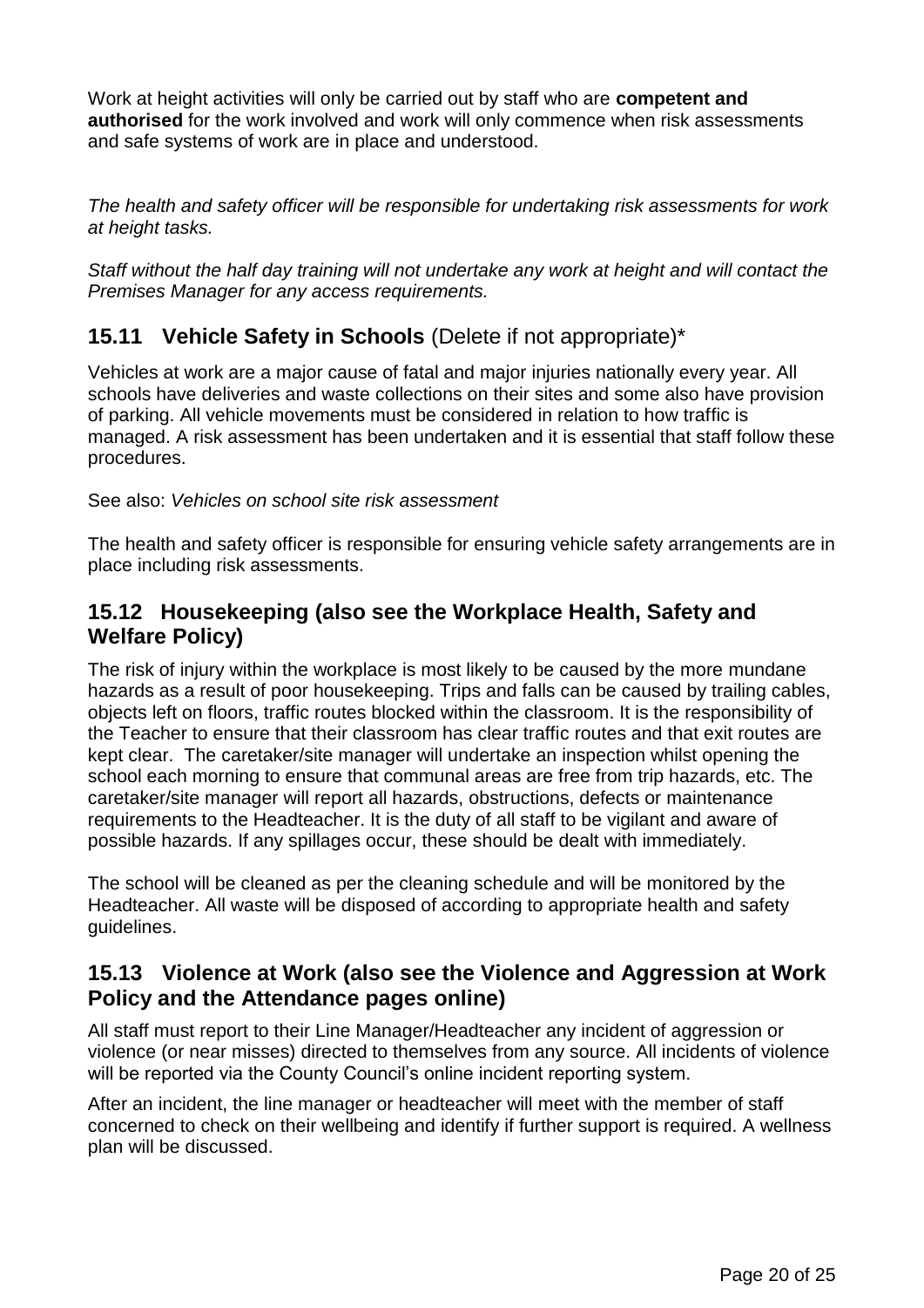Work at height activities will only be carried out by staff who are **competent and authorised** for the work involved and work will only commence when risk assessments and safe systems of work are in place and understood.

*The health and safety officer will be responsible for undertaking risk assessments for work at height tasks.*

*Staff without the half day training will not undertake any work at height and will contact the Premises Manager for any access requirements.*

## 15.11 Vehicle Safety in Schools (Delete if not appropriate)*

Vehicles at work are a major cause of fatal and major injuries nationally every year. All schools have deliveries and waste collections on their sites and some also have provision of parking. All vehicle movements must be considered in relation to how traffic is managed. A risk assessment has been undertaken and it is essential that staff follow these procedures.

See also: *Vehicles on school site risk assessment*

The health and safety officer is responsible for ensuring vehicle safety arrangements are in place including risk assessments.

## 15.12 Housekeeping (also see the Workplace Health, Safety and Welfare Policy)

The risk of injury within the workplace is most likely to be caused by the more mundane hazards as a result of poor housekeeping. Trips and falls can be caused by trailing cables, objects left on floors, traffic routes blocked within the classroom. It is the responsibility of the Teacher to ensure that their classroom has clear traffic routes and that exit routes are kept clear. The caretaker/site manager will undertake an inspection whilst opening the school each morning to ensure that communal areas are free from trip hazards, etc. The caretaker/site manager will report all hazards, obstructions, defects or maintenance requirements to the Headteacher. It is the duty of all staff to be vigilant and aware of possible hazards. If any spillages occur, these should be dealt with immediately.

The school will be cleaned as per the cleaning schedule and will be monitored by the Headteacher. All waste will be disposed of according to appropriate health and safety guidelines.

## 15.13 Violence at Work (also see the Violence and Aggression at Work Policy and the Attendance pages online)

All staff must report to their Line Manager/Headteacher any incident of aggression or violence (or near misses) directed to themselves from any source. All incidents of violence will be reported via the County Council's online incident reporting system.

After an incident, the line manager or headteacher will meet with the member of staff concerned to check on their wellbeing and identify if further support is required. A wellness plan will be discussed.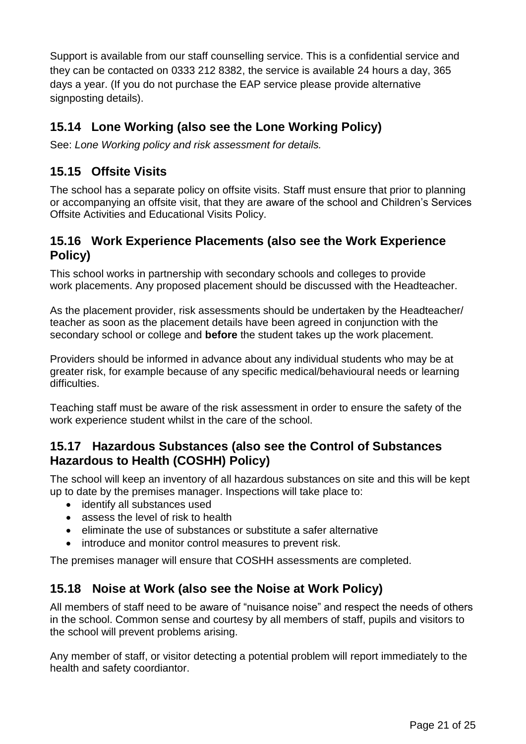Support is available from our staff counselling service. This is a confidential service and they can be contacted on 0333 212 8382, the service is available 24 hours a day, 365 days a year. (If you do not purchase the EAP service please provide alternative signposting details).

## 15.14 Lone Working (also see the Lone Working Policy)

See: *Lone Working policy and risk assessment for details.*

## 15.15 Offsite Visits

The school has a separate policy on offsite visits. Staff must ensure that prior to planning or accompanying an offsite visit, that they are aware of the school and Children's Services Offsite Activities and Educational Visits Policy.

## 15.16 Work Experience Placements (also see the Work Experience Policy)

This school works in partnership with secondary schools and colleges to provide work placements. Any proposed placement should be discussed with the Headteacher.

As the placement provider, risk assessments should be undertaken by the Headteacher/ teacher as soon as the placement details have been agreed in conjunction with the secondary school or college and **before** the student takes up the work placement.

Providers should be informed in advance about any individual students who may be at greater risk, for example because of any specific medical/behavioural needs or learning difficulties.

Teaching staff must be aware of the risk assessment in order to ensure the safety of the work experience student whilst in the care of the school.

## 15.17 Hazardous Substances (also see the Control of Substances Hazardous to Health (COSHH) Policy)

The school will keep an inventory of all hazardous substances on site and this will be kept up to date by the premises manager. Inspections will take place to:

- identify all substances used
- assess the level of risk to health
- eliminate the use of substances or substitute a safer alternative
- introduce and monitor control measures to prevent risk.

The premises manager will ensure that COSHH assessments are completed.

## 15.18 Noise at Work (also see the Noise at Work Policy)

All members of staff need to be aware of "nuisance noise" and respect the needs of others in the school. Common sense and courtesy by all members of staff, pupils and visitors to the school will prevent problems arising.

Any member of staff, or visitor detecting a potential problem will report immediately to the health and safety coordiantor.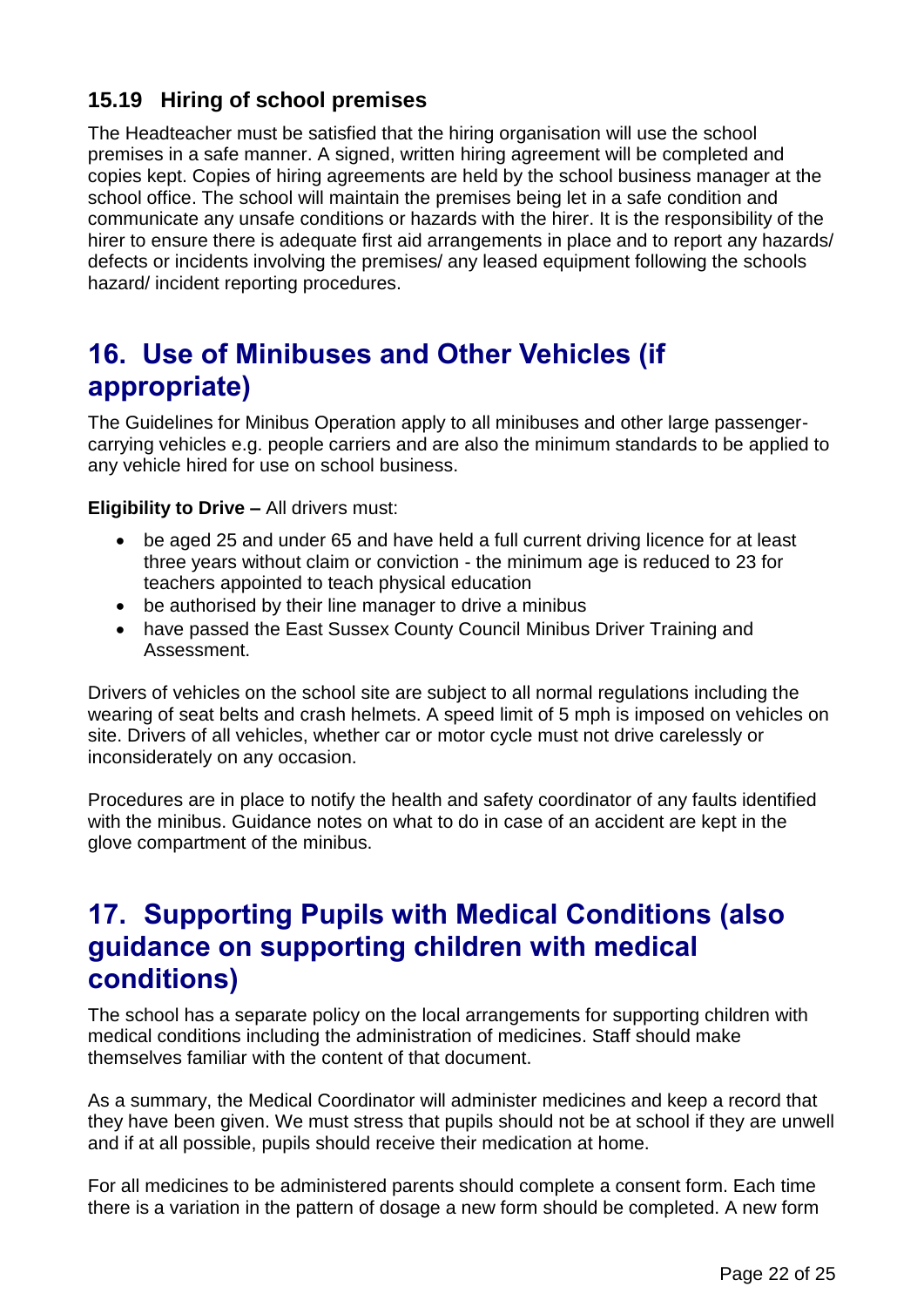### 15.19 Hiring of school premises

The Headteacher must be satisfied that the hiring organisation will use the school premises in a safe manner. A signed, written hiring agreement will be completed and copies kept. Copies of hiring agreements are held by the school business manager at the school office. The school will maintain the premises being let in a safe condition and communicate any unsafe conditions or hazards with the hirer. It is the responsibility of the hirer to ensure there is adequate first aid arrangements in place and to report any hazards/ defects or incidents involving the premises/ any leased equipment following the schools hazard/ incident reporting procedures.

## 16. Use of Minibuses and Other Vehicles (if appropriate)

The Guidelines for Minibus Operation apply to all minibuses and other large passenger-carrying vehicles e.g. people carriers and are also the minimum standards to be applied to any vehicle hired for use on school business.

**Eligibility to Drive –** All drivers must:

- be aged 25 and under 65 and have held a full current driving licence for at least three years without claim or conviction - the minimum age is reduced to 23 for teachers appointed to teach physical education
- be authorised by their line manager to drive a minibus
- have passed the East Sussex County Council Minibus Driver Training and Assessment.

Drivers of vehicles on the school site are subject to all normal regulations including the wearing of seat belts and crash helmets. A speed limit of 5 mph is imposed on vehicles on site. Drivers of all vehicles, whether car or motor cycle must not drive carelessly or inconsiderately on any occasion.

Procedures are in place to notify the health and safety coordinator of any faults identified with the minibus. Guidance notes on what to do in case of an accident are kept in the glove compartment of the minibus.

## 17. Supporting Pupils with Medical Conditions (also guidance on supporting children with medical conditions)

The school has a separate policy on the local arrangements for supporting children with medical conditions including the administration of medicines. Staff should make themselves familiar with the content of that document.

As a summary, the Medical Coordinator will administer medicines and keep a record that they have been given. We must stress that pupils should not be at school if they are unwell and if at all possible, pupils should receive their medication at home.

For all medicines to be administered parents should complete a consent form. Each time there is a variation in the pattern of dosage a new form should be completed. A new form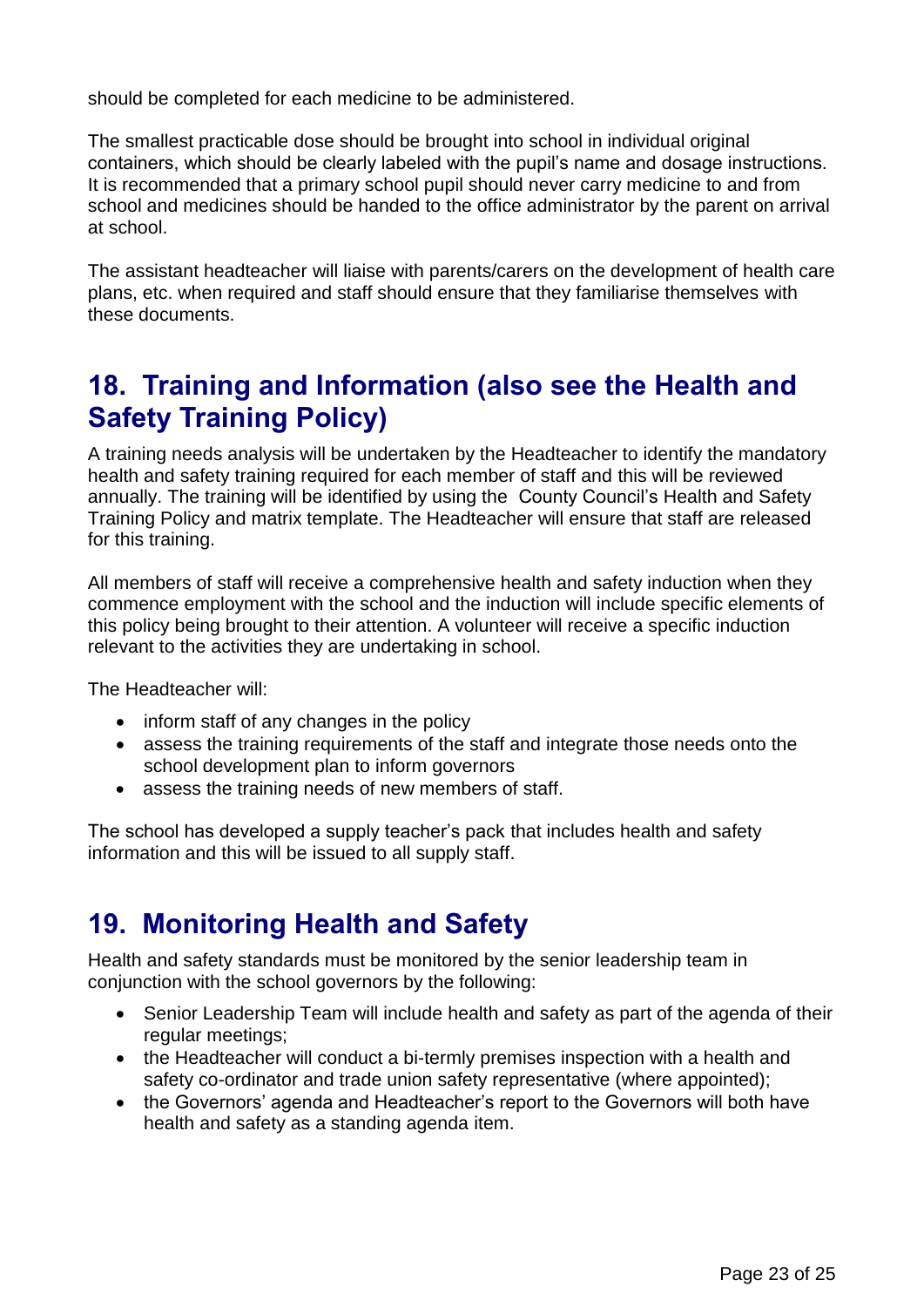should be completed for each medicine to be administered.

The smallest practicable dose should be brought into school in individual original containers, which should be clearly labeled with the pupil's name and dosage instructions. It is recommended that a primary school pupil should never carry medicine to and from school and medicines should be handed to the office administrator by the parent on arrival at school.

The assistant headteacher will liaise with parents/carers on the development of health care plans, etc. when required and staff should ensure that they familiarise themselves with these documents.

## 18. Training and Information (also see the Health and Safety Training Policy)

A training needs analysis will be undertaken by the Headteacher to identify the mandatory health and safety training required for each member of staff and this will be reviewed annually. The training will be identified by using the County Council's Health and Safety Training Policy and matrix template. The Headteacher will ensure that staff are released for this training.

All members of staff will receive a comprehensive health and safety induction when they commence employment with the school and the induction will include specific elements of this policy being brought to their attention. A volunteer will receive a specific induction relevant to the activities they are undertaking in school.

The Headteacher will:

- inform staff of any changes in the policy
- assess the training requirements of the staff and integrate those needs onto the school development plan to inform governors
- assess the training needs of new members of staff.

The school has developed a supply teacher's pack that includes health and safety information and this will be issued to all supply staff.

## 19. Monitoring Health and Safety

Health and safety standards must be monitored by the senior leadership team in conjunction with the school governors by the following:

- Senior Leadership Team will include health and safety as part of the agenda of their regular meetings;
- the Headteacher will conduct a bi-termly premises inspection with a health and safety co-ordinator and trade union safety representative (where appointed);
- the Governors' agenda and Headteacher's report to the Governors will both have health and safety as a standing agenda item.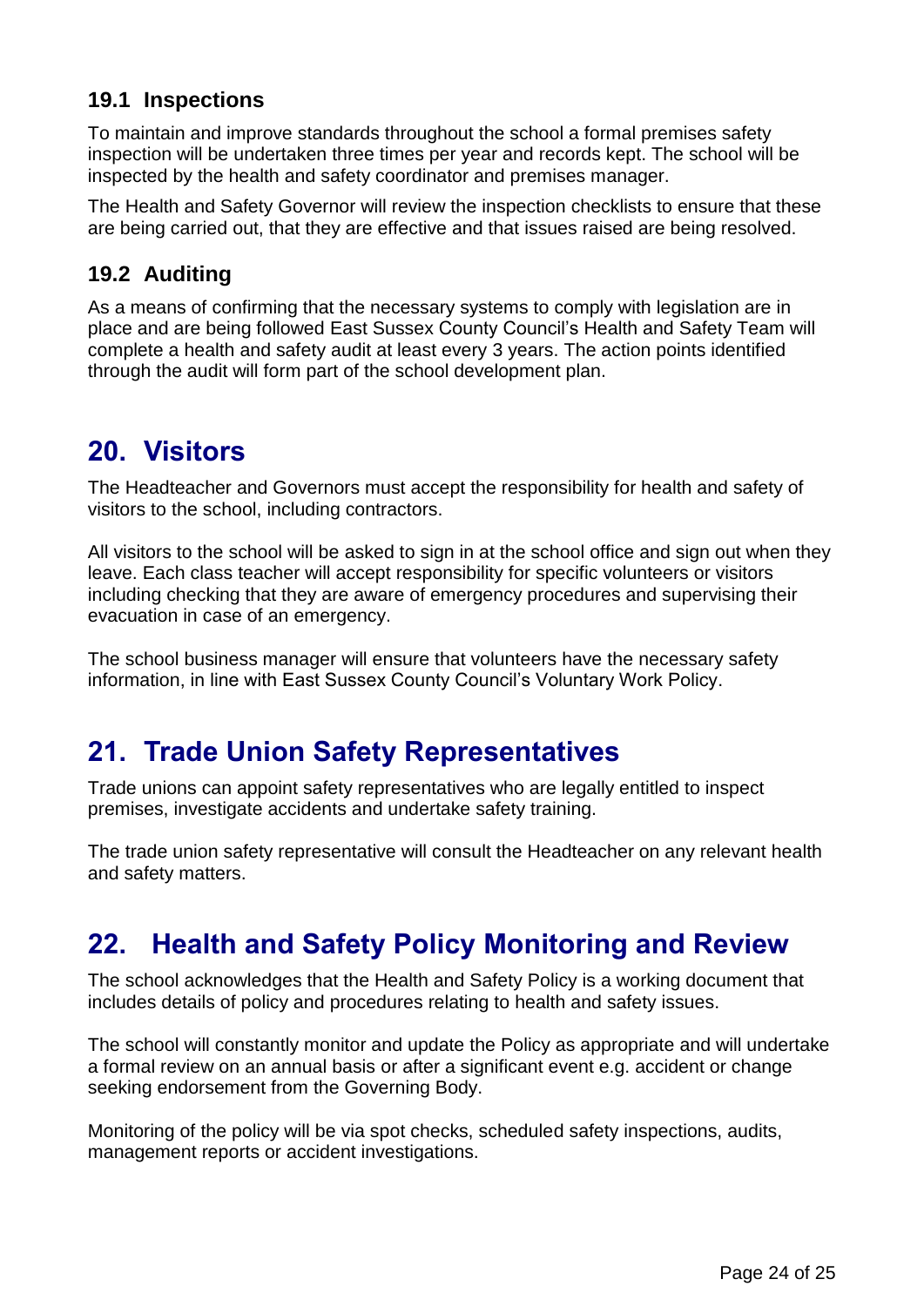### 19.1 Inspections

To maintain and improve standards throughout the school a formal premises safety inspection will be undertaken three times per year and records kept. The school will be inspected by the health and safety coordinator and premises manager.

The Health and Safety Governor will review the inspection checklists to ensure that these are being carried out, that they are effective and that issues raised are being resolved.

### 19.2 Auditing

As a means of confirming that the necessary systems to comply with legislation are in place and are being followed East Sussex County Council's Health and Safety Team will complete a health and safety audit at least every 3 years. The action points identified through the audit will form part of the school development plan.

## 20. Visitors

The Headteacher and Governors must accept the responsibility for health and safety of visitors to the school, including contractors.

All visitors to the school will be asked to sign in at the school office and sign out when they leave. Each class teacher will accept responsibility for specific volunteers or visitors including checking that they are aware of emergency procedures and supervising their evacuation in case of an emergency.

The school business manager will ensure that volunteers have the necessary safety information, in line with East Sussex County Council's Voluntary Work Policy.

## 21. Trade Union Safety Representatives

Trade unions can appoint safety representatives who are legally entitled to inspect premises, investigate accidents and undertake safety training.

The trade union safety representative will consult the Headteacher on any relevant health and safety matters.

## 22. Health and Safety Policy Monitoring and Review

The school acknowledges that the Health and Safety Policy is a working document that includes details of policy and procedures relating to health and safety issues.

The school will constantly monitor and update the Policy as appropriate and will undertake a formal review on an annual basis or after a significant event e.g. accident or change seeking endorsement from the Governing Body.

Monitoring of the policy will be via spot checks, scheduled safety inspections, audits, management reports or accident investigations.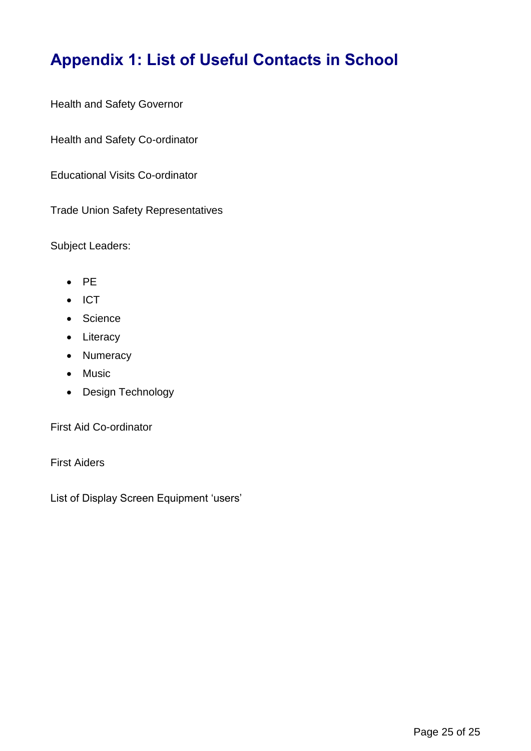# Appendix 1: List of Useful Contacts in School

Health and Safety Governor

Health and Safety Co-ordinator

Educational Visits Co-ordinator

Trade Union Safety Representatives

Subject Leaders:

- PE
- ICT
- Science
- Literacy
- Numeracy
- Music
- Design Technology

First Aid Co-ordinator

First Aiders

List of Display Screen Equipment 'users'